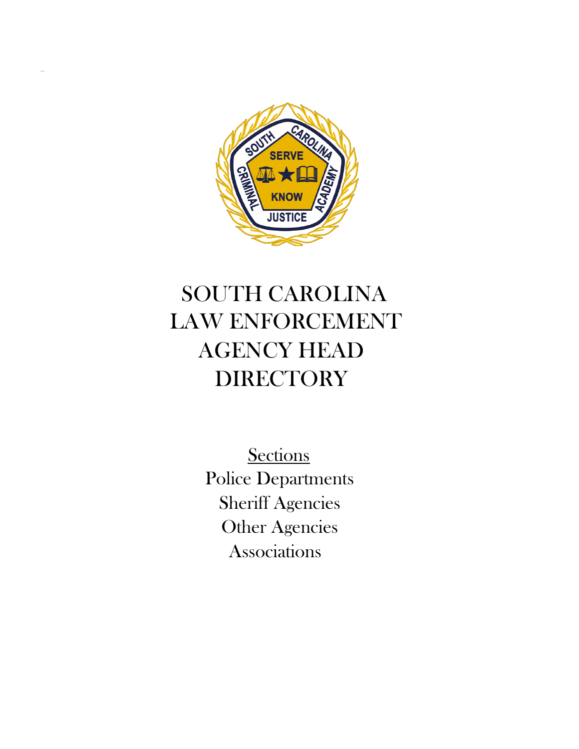# SOUTH CAROLINA LAW ENFORCEMENT AGENCY HEAD DIRECTORY

Sections

Police Departments

Sheriff Agencies

Other Agencies

Associations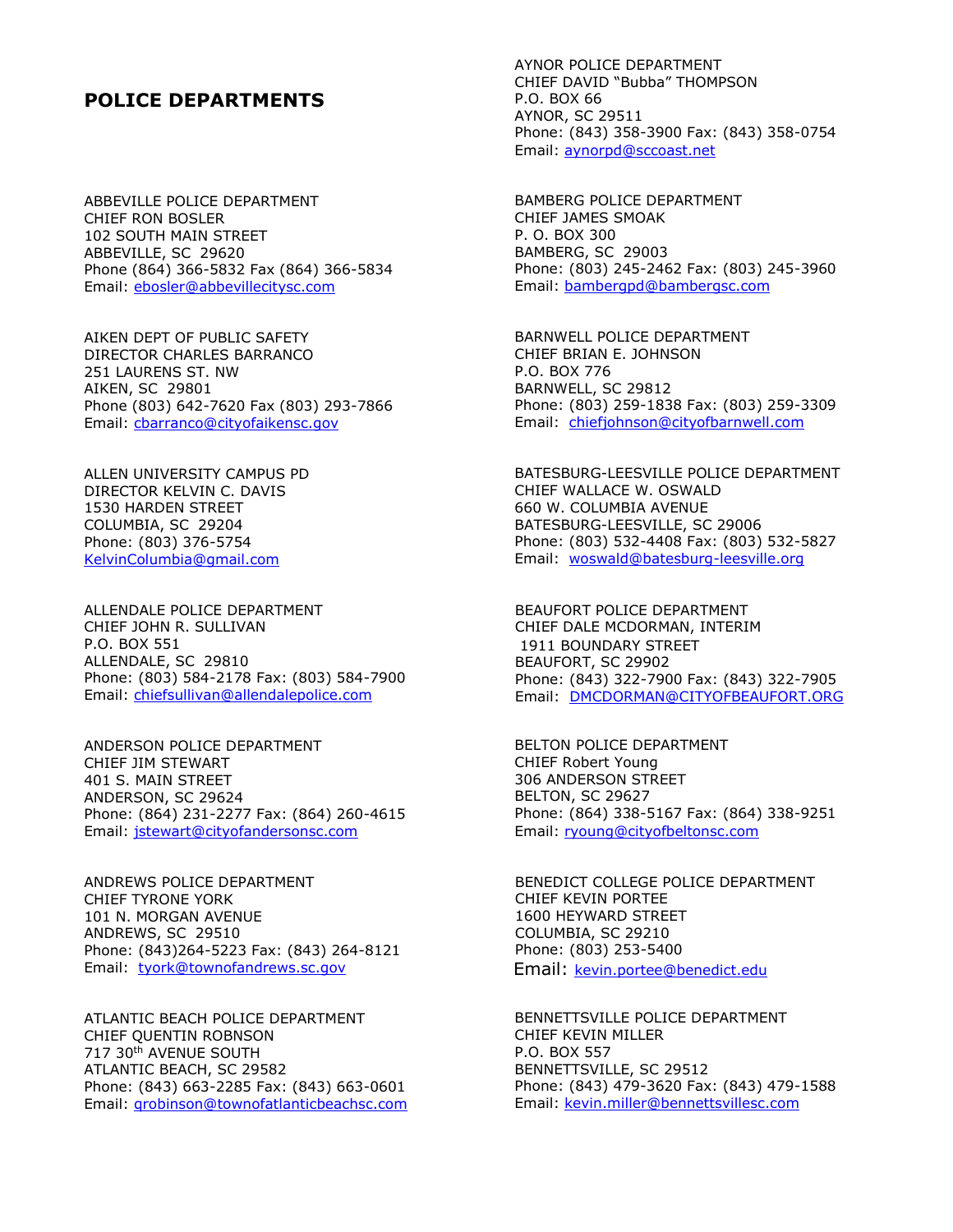## POLICE DEPARTMENTS

ABBEVILLE POLICE DEPARTMENT
CHIEF RON BOSLER
102 SOUTH MAIN STREET
ABBEVILLE, SC 29620
Phone (864) 366-5832 Fax (864) 366-5834
Email: ebosler@abbevillecitysc.com

AIKEN DEPT OF PUBLIC SAFETY
DIRECTOR CHARLES BARRANCO
251 LAURENS ST. NW
AIKEN, SC 29801
Phone (803) 642-7620 Fax (803) 293-7866
Email: cbarranco@cityofaikensc.gov

ALLEN UNIVERSITY CAMPUS PD
DIRECTOR KELVIN C. DAVIS
1530 HARDEN STREET
COLUMBIA, SC 29204
Phone: (803) 376-5754
KelvinColumbia@gmail.com

ALLENDALE POLICE DEPARTMENT
CHIEF JOHN R. SULLIVAN
P.O. BOX 551
ALLENDALE, SC 29810
Phone: (803) 584-2178 Fax: (803) 584-7900
Email: chiefsullivan@allendalepolice.com

ANDERSON POLICE DEPARTMENT
CHIEF JIM STEWART
401 S. MAIN STREET
ANDERSON, SC 29624
Phone: (864) 231-2277 Fax: (864) 260-4615
Email: jstewart@cityofandersonsc.com

ANDREWS POLICE DEPARTMENT
CHIEF TYRONE YORK
101 N. MORGAN AVENUE
ANDREWS, SC 29510
Phone: (843)264-5223 Fax: (843) 264-8121
Email: tyork@townofandrews.sc.gov

ATLANTIC BEACH POLICE DEPARTMENT
CHIEF QUENTIN ROBNSON
717 30th AVENUE SOUTH
ATLANTIC BEACH, SC 29582
Phone: (843) 663-2285 Fax: (843) 663-0601
Email: qrobinson@townofatlanticbeachsc.com

AYNOR POLICE DEPARTMENT
CHIEF DAVID "Bubba" THOMPSON
P.O. BOX 66
AYNOR, SC 29511
Phone: (843) 358-3900 Fax: (843) 358-0754
Email: aynorpd@sccoast.net

BAMBERG POLICE DEPARTMENT
CHIEF JAMES SMOAK
P. O. BOX 300
BAMBERG, SC 29003
Phone: (803) 245-2462 Fax: (803) 245-3960
Email: bambergpd@bambergsc.com

BARNWELL POLICE DEPARTMENT
CHIEF BRIAN E. JOHNSON
P.O. BOX 776
BARNWELL, SC 29812
Phone: (803) 259-1838 Fax: (803) 259-3309
Email: chiefjohnson@cityofbarnwell.com

BATESBURG-LEESVILLE POLICE DEPARTMENT
CHIEF WALLACE W. OSWALD
660 W. COLUMBIA AVENUE
BATESBURG-LEESVILLE, SC 29006
Phone: (803) 532-4408 Fax: (803) 532-5827
Email: woswald@batesburg-leesville.org

BEAUFORT POLICE DEPARTMENT
CHIEF DALE MCDORMAN, INTERIM
1911 BOUNDARY STREET
BEAUFORT, SC 29902
Phone: (843) 322-7900 Fax: (843) 322-7905
Email: DMCDORMAN@CITYOFBEAUFORT.ORG

BELTON POLICE DEPARTMENT
CHIEF Robert Young
306 ANDERSON STREET
BELTON, SC 29627
Phone: (864) 338-5167 Fax: (864) 338-9251
Email: ryoung@cityofbeltonsc.com

BENEDICT COLLEGE POLICE DEPARTMENT
CHIEF KEVIN PORTEE
1600 HEYWARD STREET
COLUMBIA, SC 29210
Phone: (803) 253-5400
Email: kevin.portee@benedict.edu

BENNETTSVILLE POLICE DEPARTMENT
CHIEF KEVIN MILLER
P.O. BOX 557
BENNETTSVILLE, SC 29512
Phone: (843) 479-3620 Fax: (843) 479-1588
Email: kevin.miller@bennettsvillesc.com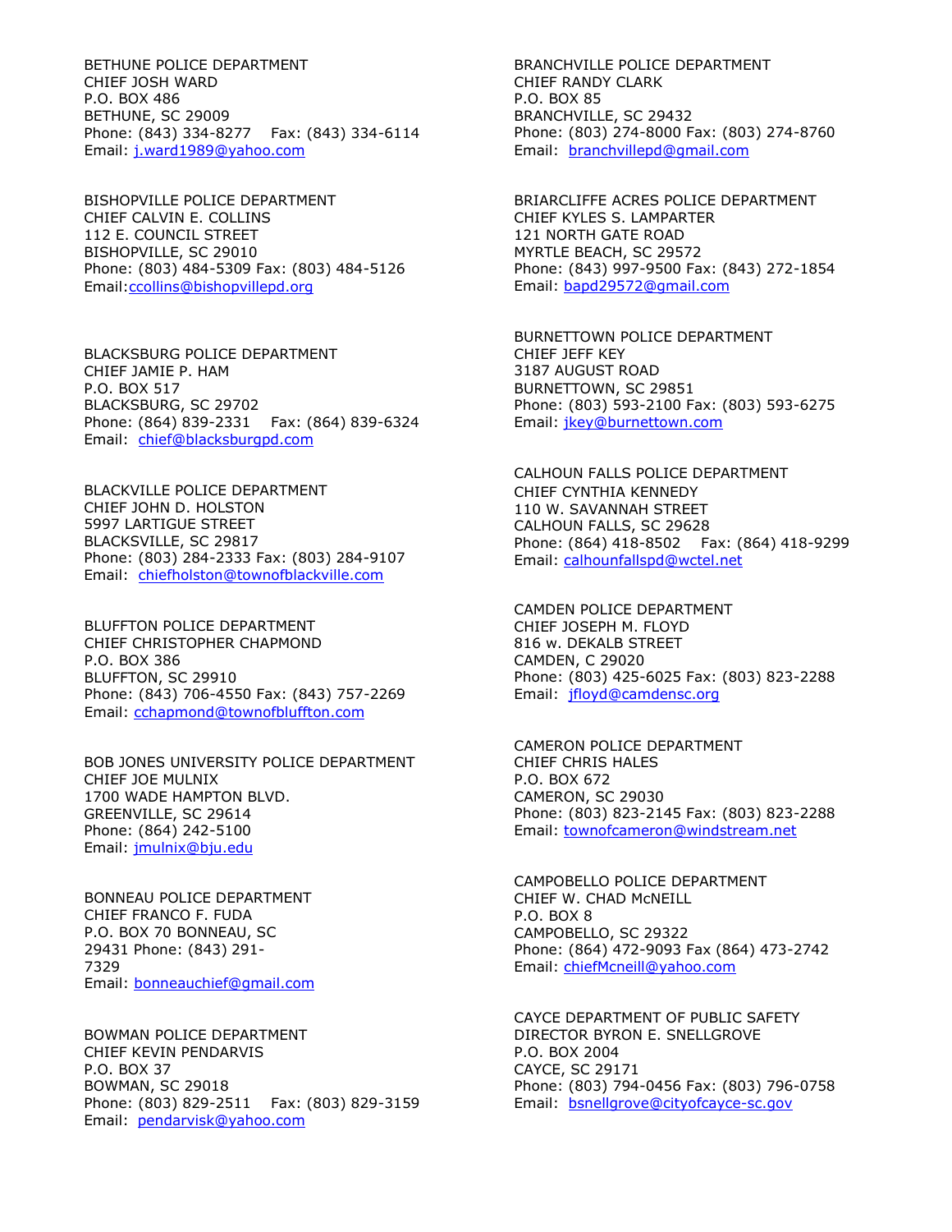BETHUNE POLICE DEPARTMENT
CHIEF JOSH WARD
P.O. BOX 486
BETHUNE, SC 29009
Phone: (843) 334-8277 Fax: (843) 334-6114
Email: j.ward1989@yahoo.com

BISHOPVILLE POLICE DEPARTMENT
CHIEF CALVIN E. COLLINS
112 E. COUNCIL STREET
BISHOPVILLE, SC 29010
Phone: (803) 484-5309 Fax: (803) 484-5126
Email:ccollins@bishopvillepd.org

BLACKSBURG POLICE DEPARTMENT
CHIEF JAMIE P. HAM
P.O. BOX 517
BLACKSBURG, SC 29702
Phone: (864) 839-2331 Fax: (864) 839-6324
Email: chief@blacksburgpd.com

BLACKVILLE POLICE DEPARTMENT
CHIEF JOHN D. HOLSTON
5997 LARTIGUE STREET
BLACKSVILLE, SC 29817
Phone: (803) 284-2333 Fax: (803) 284-9107
Email: chiefholston@townofblackville.com

BLUFFTON POLICE DEPARTMENT
CHIEF CHRISTOPHER CHAPMOND
P.O. BOX 386
BLUFFTON, SC 29910
Phone: (843) 706-4550 Fax: (843) 757-2269
Email: cchapmond@townofbluffton.com

BOB JONES UNIVERSITY POLICE DEPARTMENT
CHIEF JOE MULNIX
1700 WADE HAMPTON BLVD.
GREENVILLE, SC 29614
Phone: (864) 242-5100
Email: jmulnix@bju.edu

BONNEAU POLICE DEPARTMENT
CHIEF FRANCO F. FUDA
P.O. BOX 70 BONNEAU, SC
29431 Phone: (843) 291-
7329
Email: bonneauchief@gmail.com

BOWMAN POLICE DEPARTMENT
CHIEF KEVIN PENDARVIS
P.O. BOX 37
BOWMAN, SC 29018
Phone: (803) 829-2511 Fax: (803) 829-3159
Email: pendarvisk@yahoo.com

BRANCHVILLE POLICE DEPARTMENT
CHIEF RANDY CLARK
P.O. BOX 85
BRANCHVILLE, SC 29432
Phone: (803) 274-8000 Fax: (803) 274-8760
Email: branchvillepd@gmail.com

BRIARCLIFFE ACRES POLICE DEPARTMENT
CHIEF KYLES S. LAMPARTER
121 NORTH GATE ROAD
MYRTLE BEACH, SC 29572
Phone: (843) 997-9500 Fax: (843) 272-1854
Email: bapd29572@gmail.com

BURNETTOWN POLICE DEPARTMENT
CHIEF JEFF KEY
3187 AUGUST ROAD
BURNETTOWN, SC 29851
Phone: (803) 593-2100 Fax: (803) 593-6275
Email: jkey@burnettown.com

CALHOUN FALLS POLICE DEPARTMENT
CHIEF CYNTHIA KENNEDY
110 W. SAVANNAH STREET
CALHOUN FALLS, SC 29628
Phone: (864) 418-8502 Fax: (864) 418-9299
Email: calhounfallspd@wctel.net

CAMDEN POLICE DEPARTMENT
CHIEF JOSEPH M. FLOYD
816 w. DEKALB STREET
CAMDEN, C 29020
Phone: (803) 425-6025 Fax: (803) 823-2288
Email: jfloyd@camdensc.org

CAMERON POLICE DEPARTMENT
CHIEF CHRIS HALES
P.O. BOX 672
CAMERON, SC 29030
Phone: (803) 823-2145 Fax: (803) 823-2288
Email: townofcameron@windstream.net

CAMPOBELLO POLICE DEPARTMENT
CHIEF W. CHAD McNEILL
P.O. BOX 8
CAMPOBELLO, SC 29322
Phone: (864) 472-9093 Fax (864) 473-2742
Email: chiefMcneill@yahoo.com

CAYCE DEPARTMENT OF PUBLIC SAFETY
DIRECTOR BYRON E. SNELLGROVE
P.O. BOX 2004
CAYCE, SC 29171
Phone: (803) 794-0456 Fax: (803) 796-0758
Email: bsnellgrove@cityofcayce-sc.gov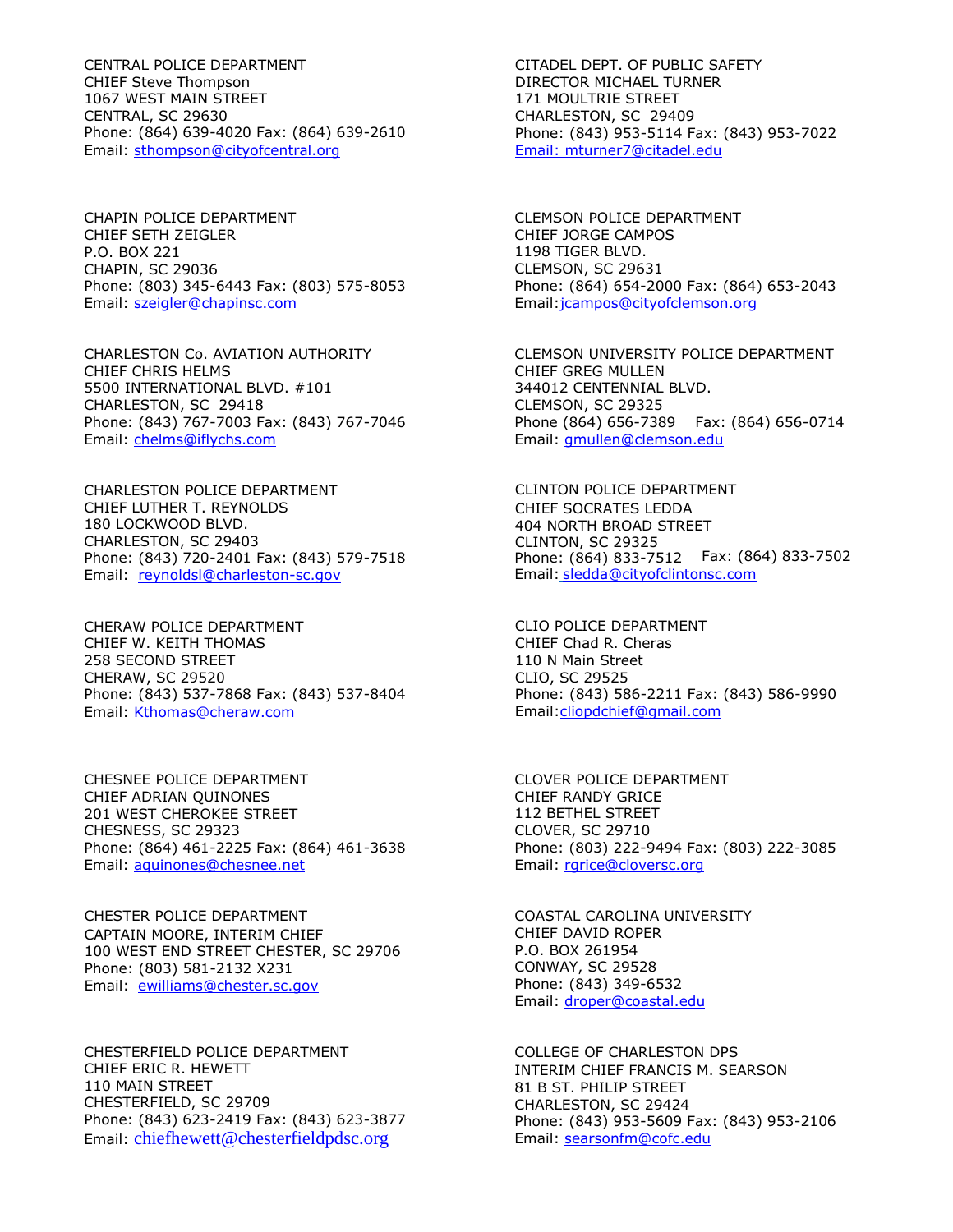CENTRAL POLICE DEPARTMENT
CHIEF Steve Thompson
1067 WEST MAIN STREET
CENTRAL, SC 29630
Phone: (864) 639-4020 Fax: (864) 639-2610
Email: sthompson@cityofcentral.org

CHAPIN POLICE DEPARTMENT
CHIEF SETH ZEIGLER
P.O. BOX 221
CHAPIN, SC 29036
Phone: (803) 345-6443 Fax: (803) 575-8053
Email: szeigler@chapinsc.com

CHARLESTON Co. AVIATION AUTHORITY
CHIEF CHRIS HELMS
5500 INTERNATIONAL BLVD. #101
CHARLESTON, SC 29418
Phone: (843) 767-7003 Fax: (843) 767-7046
Email: chelms@iflychs.com

CHARLESTON POLICE DEPARTMENT
CHIEF LUTHER T. REYNOLDS
180 LOCKWOOD BLVD.
CHARLESTON, SC 29403
Phone: (843) 720-2401 Fax: (843) 579-7518
Email: reynoldsl@charleston-sc.gov

CHERAW POLICE DEPARTMENT
CHIEF W. KEITH THOMAS
258 SECOND STREET
CHERAW, SC 29520
Phone: (843) 537-7868 Fax: (843) 537-8404
Email: Kthomas@cheraw.com

CHESNEE POLICE DEPARTMENT
CHIEF ADRIAN QUINONES
201 WEST CHEROKEE STREET
CHESNESS, SC 29323
Phone: (864) 461-2225 Fax: (864) 461-3638
Email: aquinones@chesnee.net

CHESTER POLICE DEPARTMENT
CAPTAIN MOORE, INTERIM CHIEF
100 WEST END STREET CHESTER, SC 29706
Phone: (803) 581-2132 X231
Email: ewilliams@chester.sc.gov

CHESTERFIELD POLICE DEPARTMENT
CHIEF ERIC R. HEWETT
110 MAIN STREET
CHESTERFIELD, SC 29709
Phone: (843) 623-2419 Fax: (843) 623-3877
Email: chiefhewett@chesterfieldpdsc.org

CITADEL DEPT. OF PUBLIC SAFETY
DIRECTOR MICHAEL TURNER
171 MOULTRIE STREET
CHARLESTON, SC 29409
Phone: (843) 953-5114 Fax: (843) 953-7022
Email: mturner7@citadel.edu

CLEMSON POLICE DEPARTMENT
CHIEF JORGE CAMPOS
1198 TIGER BLVD.
CLEMSON, SC 29631
Phone: (864) 654-2000 Fax: (864) 653-2043
Email:jcampos@cityofclemson.org

CLEMSON UNIVERSITY POLICE DEPARTMENT
CHIEF GREG MULLEN
344012 CENTENNIAL BLVD.
CLEMSON, SC 29325
Phone (864) 656-7389 Fax: (864) 656-0714
Email: gmullen@clemson.edu

CLINTON POLICE DEPARTMENT
CHIEF SOCRATES LEDDA
404 NORTH BROAD STREET
CLINTON, SC 29325
Phone: (864) 833-7512 Fax: (864) 833-7502
Email: sledda@cityofclintonsc.com

CLIO POLICE DEPARTMENT
CHIEF Chad R. Cheras
110 N Main Street
CLIO, SC 29525
Phone: (843) 586-2211 Fax: (843) 586-9990
Email:cliopdchief@gmail.com

CLOVER POLICE DEPARTMENT
CHIEF RANDY GRICE
112 BETHEL STREET
CLOVER, SC 29710
Phone: (803) 222-9494 Fax: (803) 222-3085
Email: rgrice@cloversc.org

COASTAL CAROLINA UNIVERSITY
CHIEF DAVID ROPER
P.O. BOX 261954
CONWAY, SC 29528
Phone: (843) 349-6532
Email: droper@coastal.edu

COLLEGE OF CHARLESTON DPS
INTERIM CHIEF FRANCIS M. SEARSON
81 B ST. PHILIP STREET
CHARLESTON, SC 29424
Phone: (843) 953-5609 Fax: (843) 953-2106
Email: searsonfm@cofc.edu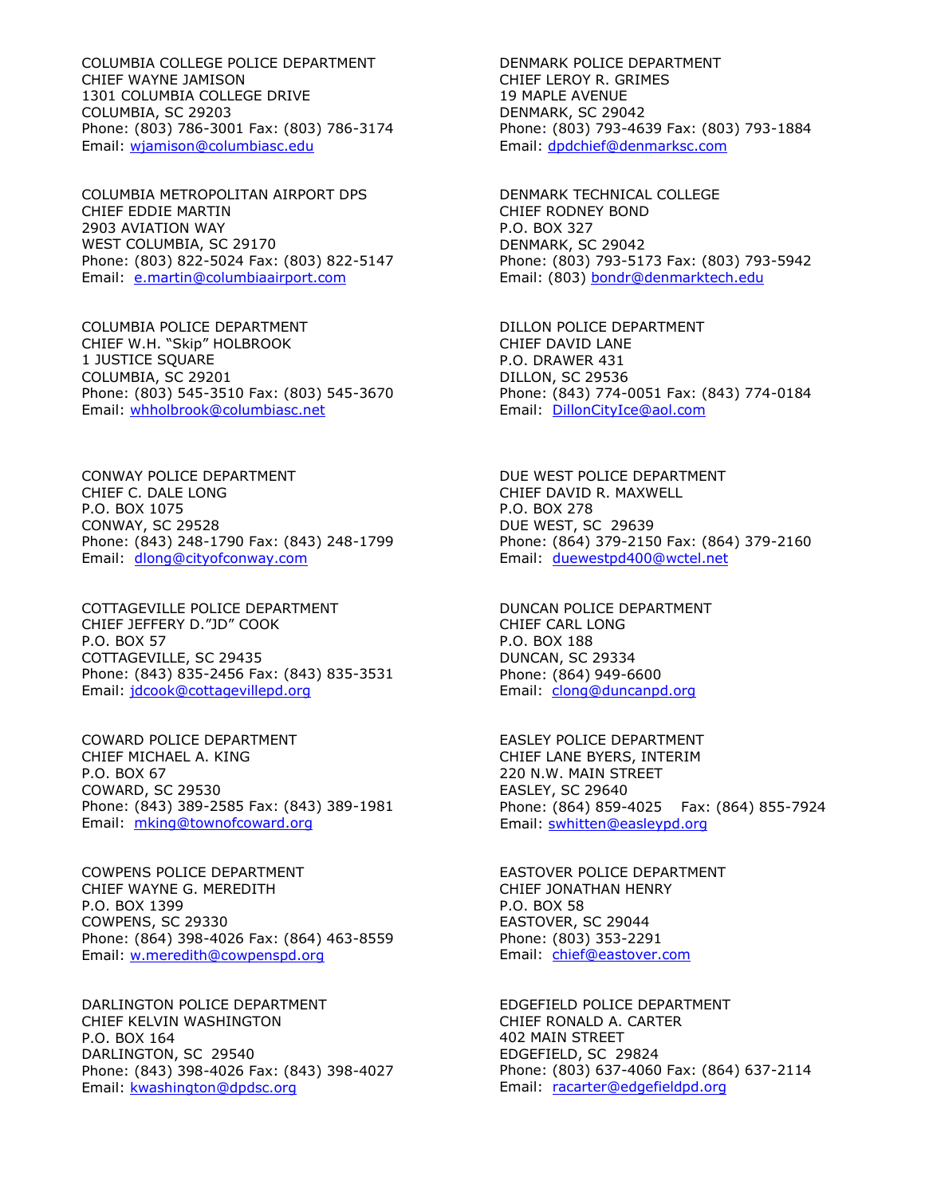COLUMBIA COLLEGE POLICE DEPARTMENT
CHIEF WAYNE JAMISON
1301 COLUMBIA COLLEGE DRIVE
COLUMBIA, SC 29203
Phone: (803) 786-3001 Fax: (803) 786-3174
Email: wjamison@columbiasc.edu

COLUMBIA METROPOLITAN AIRPORT DPS
CHIEF EDDIE MARTIN
2903 AVIATION WAY
WEST COLUMBIA, SC 29170
Phone: (803) 822-5024 Fax: (803) 822-5147
Email: e.martin@columbiaairport.com

COLUMBIA POLICE DEPARTMENT
CHIEF W.H. "Skip" HOLBROOK
1 JUSTICE SQUARE
COLUMBIA, SC 29201
Phone: (803) 545-3510 Fax: (803) 545-3670
Email: whholbrook@columbiasc.net

CONWAY POLICE DEPARTMENT
CHIEF C. DALE LONG
P.O. BOX 1075
CONWAY, SC 29528
Phone: (843) 248-1790 Fax: (843) 248-1799
Email: dlong@cityofconway.com

COTTAGEVILLE POLICE DEPARTMENT
CHIEF JEFFERY D."JD" COOK
P.O. BOX 57
COTTAGEVILLE, SC 29435
Phone: (843) 835-2456 Fax: (843) 835-3531
Email: jdcook@cottagevillepd.org

COWARD POLICE DEPARTMENT
CHIEF MICHAEL A. KING
P.O. BOX 67
COWARD, SC 29530
Phone: (843) 389-2585 Fax: (843) 389-1981
Email: mking@townofcoward.org

COWPENS POLICE DEPARTMENT
CHIEF WAYNE G. MEREDITH
P.O. BOX 1399
COWPENS, SC 29330
Phone: (864) 398-4026 Fax: (864) 463-8559
Email: w.meredith@cowpenspd.org

DARLINGTON POLICE DEPARTMENT
CHIEF KELVIN WASHINGTON
P.O. BOX 164
DARLINGTON, SC 29540
Phone: (843) 398-4026 Fax: (843) 398-4027
Email: kwashington@dpdsc.org

DENMARK POLICE DEPARTMENT
CHIEF LEROY R. GRIMES
19 MAPLE AVENUE
DENMARK, SC 29042
Phone: (803) 793-4639 Fax: (803) 793-1884
Email: dpdchief@denmarksc.com

DENMARK TECHNICAL COLLEGE
CHIEF RODNEY BOND
P.O. BOX 327
DENMARK, SC 29042
Phone: (803) 793-5173 Fax: (803) 793-5942
Email: (803) bondr@denmarktech.edu

DILLON POLICE DEPARTMENT
CHIEF DAVID LANE
P.O. DRAWER 431
DILLON, SC 29536
Phone: (843) 774-0051 Fax: (843) 774-0184
Email: DillonCityIce@aol.com

DUE WEST POLICE DEPARTMENT
CHIEF DAVID R. MAXWELL
P.O. BOX 278
DUE WEST, SC 29639
Phone: (864) 379-2150 Fax: (864) 379-2160
Email: duewestpd400@wctel.net

DUNCAN POLICE DEPARTMENT
CHIEF CARL LONG
P.O. BOX 188
DUNCAN, SC 29334
Phone: (864) 949-6600
Email: clong@duncanpd.org

EASLEY POLICE DEPARTMENT
CHIEF LANE BYERS, INTERIM
220 N.W. MAIN STREET
EASLEY, SC 29640
Phone: (864) 859-4025 Fax: (864) 855-7924
Email: swhitten@easleypd.org

EASTOVER POLICE DEPARTMENT
CHIEF JONATHAN HENRY
P.O. BOX 58
EASTOVER, SC 29044
Phone: (803) 353-2291
Email: chief@eastover.com

EDGEFIELD POLICE DEPARTMENT
CHIEF RONALD A. CARTER
402 MAIN STREET
EDGEFIELD, SC 29824
Phone: (803) 637-4060 Fax: (864) 637-2114
Email: racarter@edgefieldpd.org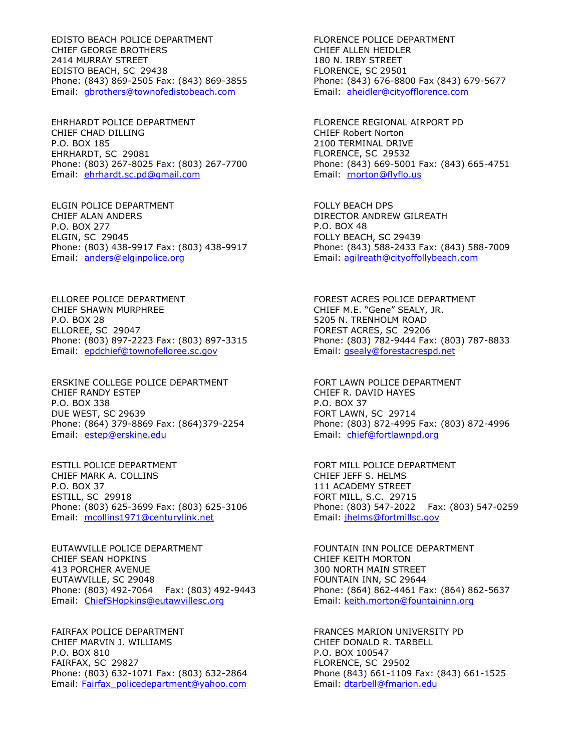EDISTO BEACH POLICE DEPARTMENT
CHIEF GEORGE BROTHERS
2414 MURRAY STREET
EDISTO BEACH, SC 29438
Phone: (843) 869-2505 Fax: (843) 869-3855
Email: gbrothers@townofedistobeach.com

EHRHARDT POLICE DEPARTMENT
CHIEF CHAD DILLING
P.O. BOX 185
EHRHARDT, SC 29081
Phone: (803) 267-8025 Fax: (803) 267-7700
Email: ehrhardt.sc.pd@gmail.com

ELGIN POLICE DEPARTMENT
CHIEF ALAN ANDERS
P.O. BOX 277
ELGIN, SC 29045
Phone: (803) 438-9917 Fax: (803) 438-9917
Email: anders@elginpolice.org

ELLOREE POLICE DEPARTMENT
CHIEF SHAWN MURPHREE
P.O. BOX 28
ELLOREE, SC 29047
Phone: (803) 897-2223 Fax: (803) 897-3315
Email: epdchief@townofelloree.sc.gov

ERSKINE COLLEGE POLICE DEPARTMENT
CHIEF RANDY ESTEP
P.O. BOX 338
DUE WEST, SC 29639
Phone: (864) 379-8869 Fax: (864)379-2254
Email: estep@erskine.edu

ESTILL POLICE DEPARTMENT
CHIEF MARK A. COLLINS
P.O. BOX 37
ESTILL, SC 29918
Phone: (803) 625-3699 Fax: (803) 625-3106
Email: mcollins1971@centurylink.net

EUTAWVILLE POLICE DEPARTMENT
CHIEF SEAN HOPKINS
413 PORCHER AVENUE
EUTAWVILLE, SC 29048
Phone: (803) 492-7064 Fax: (803) 492-9443
Email: ChiefSHopkins@eutawvillesc.org

FAIRFAX POLICE DEPARTMENT
CHIEF MARVIN J. WILLIAMS
P.O. BOX 810
FAIRFAX, SC 29827
Phone: (803) 632-1071 Fax: (803) 632-2864
Email: Fairfax_policedepartment@yahoo.com

FLORENCE POLICE DEPARTMENT
CHIEF ALLEN HEIDLER
180 N. IRBY STREET
FLORENCE, SC 29501
Phone: (843) 676-8800 Fax (843) 679-5677
Email: aheidler@cityofflorence.com

FLORENCE REGIONAL AIRPORT PD
CHIEF Robert Norton
2100 TERMINAL DRIVE
FLORENCE, SC 29532
Phone: (843) 669-5001 Fax: (843) 665-4751
Email: rnorton@flyflo.us

FOLLY BEACH DPS
DIRECTOR ANDREW GILREATH
P.O. BOX 48
FOLLY BEACH, SC 29439
Phone: (843) 588-2433 Fax: (843) 588-7009
Email: agilreath@cityoffollybeach.com

FOREST ACRES POLICE DEPARTMENT
CHIEF M.E. "Gene" SEALY, JR.
5205 N. TRENHOLM ROAD
FOREST ACRES, SC 29206
Phone: (803) 782-9444 Fax: (803) 787-8833
Email: gsealy@forestacrespd.net

FORT LAWN POLICE DEPARTMENT
CHIEF R. DAVID HAYES
P.O. BOX 37
FORT LAWN, SC 29714
Phone: (803) 872-4995 Fax: (803) 872-4996
Email: chief@fortlawnpd.org

FORT MILL POLICE DEPARTMENT
CHIEF JEFF S. HELMS
111 ACADEMY STREET
FORT MILL, S.C. 29715
Phone: (803) 547-2022 Fax: (803) 547-0259
Email: jhelms@fortmillsc.gov

FOUNTAIN INN POLICE DEPARTMENT
CHIEF KEITH MORTON
300 NORTH MAIN STREET
FOUNTAIN INN, SC 29644
Phone: (864) 862-4461 Fax: (864) 862-5637
Email: keith.morton@fountaininn.org

FRANCES MARION UNIVERSITY PD
CHIEF DONALD R. TARBELL
P.O. BOX 100547
FLORENCE, SC 29502
Phone (843) 661-1109 Fax: (843) 661-1525
Email: dtarbell@fmarion.edu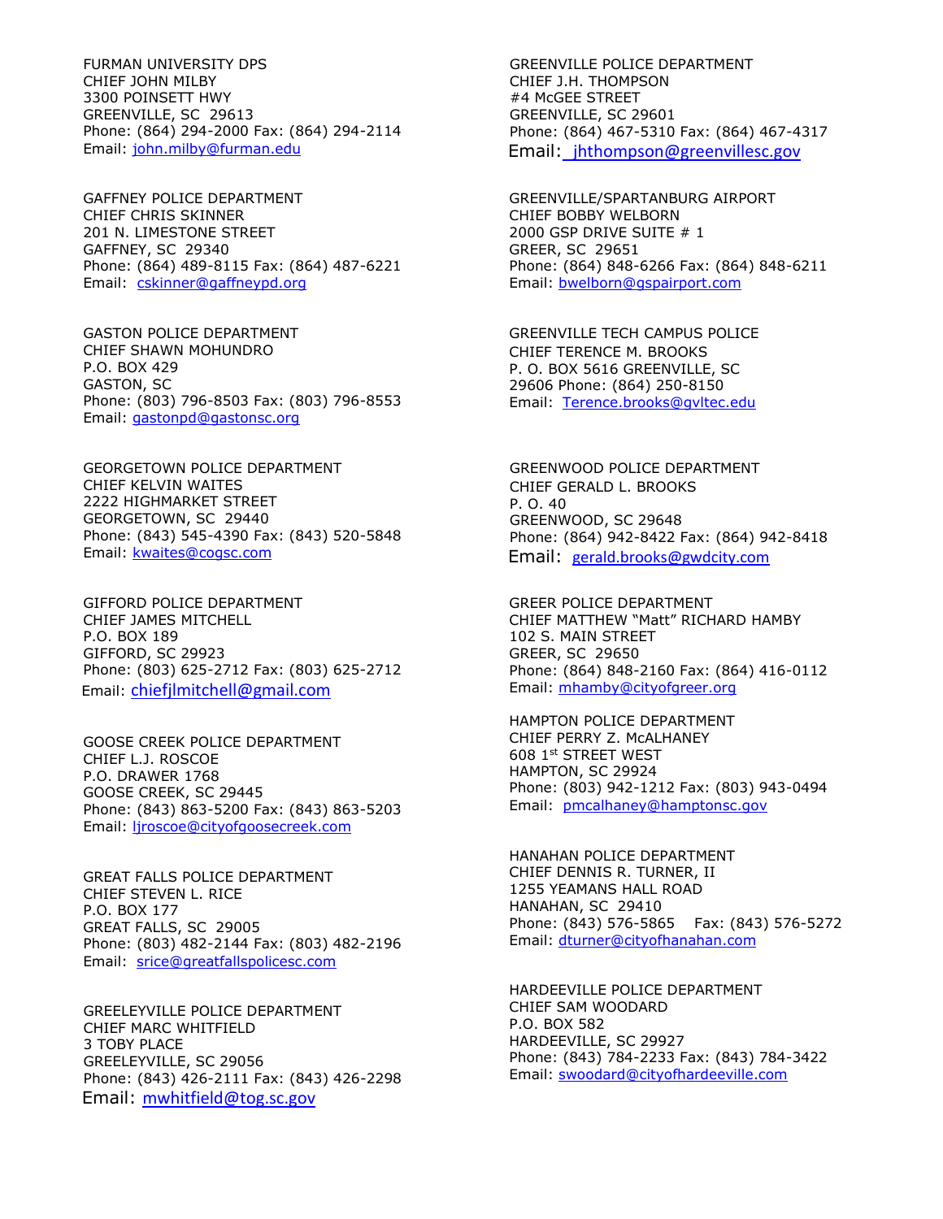FURMAN UNIVERSITY DPS
CHIEF JOHN MILBY
3300 POINSETT HWY
GREENVILLE, SC 29613
Phone: (864) 294-2000 Fax: (864) 294-2114
Email: john.milby@furman.edu

GAFFNEY POLICE DEPARTMENT
CHIEF CHRIS SKINNER
201 N. LIMESTONE STREET
GAFFNEY, SC 29340
Phone: (864) 489-8115 Fax: (864) 487-6221
Email: cskinner@gaffneypd.org

GASTON POLICE DEPARTMENT
CHIEF SHAWN MOHUNDRO
P.O. BOX 429
GASTON, SC
Phone: (803) 796-8503 Fax: (803) 796-8553
Email: gastonpd@gastonsc.org

GEORGETOWN POLICE DEPARTMENT
CHIEF KELVIN WAITES
2222 HIGHMARKET STREET
GEORGETOWN, SC 29440
Phone: (843) 545-4390 Fax: (843) 520-5848
Email: kwaites@cogsc.com

GIFFORD POLICE DEPARTMENT
CHIEF JAMES MITCHELL
P.O. BOX 189
GIFFORD, SC 29923
Phone: (803) 625-2712 Fax: (803) 625-2712
Email: chiefjlmitchell@gmail.com

GOOSE CREEK POLICE DEPARTMENT
CHIEF L.J. ROSCOE
P.O. DRAWER 1768
GOOSE CREEK, SC 29445
Phone: (843) 863-5200 Fax: (843) 863-5203
Email: ljroscoe@cityofgoosecreek.com

GREAT FALLS POLICE DEPARTMENT
CHIEF STEVEN L. RICE
P.O. BOX 177
GREAT FALLS, SC 29005
Phone: (803) 482-2144 Fax: (803) 482-2196
Email: srice@greatfallspolicesc.com

GREELEYVILLE POLICE DEPARTMENT
CHIEF MARC WHITFIELD
3 TOBY PLACE
GREELEYVILLE, SC 29056
Phone: (843) 426-2111 Fax: (843) 426-2298
Email: mwhitfield@tog.sc.gov

GREENVILLE POLICE DEPARTMENT
CHIEF J.H. THOMPSON
#4 McGEE STREET
GREENVILLE, SC 29601
Phone: (864) 467-5310 Fax: (864) 467-4317
Email: jhthompson@greenvillesc.gov

GREENVILLE/SPARTANBURG AIRPORT
CHIEF BOBBY WELBORN
2000 GSP DRIVE SUITE # 1
GREER, SC 29651
Phone: (864) 848-6266 Fax: (864) 848-6211
Email: bwelborn@gspairport.com

GREENVILLE TECH CAMPUS POLICE
CHIEF TERENCE M. BROOKS
P. O. BOX 5616 GREENVILLE, SC
29606 Phone: (864) 250-8150
Email: Terence.brooks@gvltec.edu

GREENWOOD POLICE DEPARTMENT
CHIEF GERALD L. BROOKS
P. O. 40
GREENWOOD, SC 29648
Phone: (864) 942-8422 Fax: (864) 942-8418
Email: gerald.brooks@gwdcity.com

GREER POLICE DEPARTMENT
CHIEF MATTHEW "Matt" RICHARD HAMBY
102 S. MAIN STREET
GREER, SC 29650
Phone: (864) 848-2160 Fax: (864) 416-0112
Email: mhamby@cityofgreer.org

HAMPTON POLICE DEPARTMENT
CHIEF PERRY Z. McALHANEY
608 1st STREET WEST
HAMPTON, SC 29924
Phone: (803) 942-1212 Fax: (803) 943-0494
Email: pmcalhaney@hamptonsc.gov

HANAHAN POLICE DEPARTMENT
CHIEF DENNIS R. TURNER, II
1255 YEAMANS HALL ROAD
HANAHAN, SC 29410
Phone: (843) 576-5865 Fax: (843) 576-5272
Email: dturner@cityofhanahan.com

HARDEEVILLE POLICE DEPARTMENT
CHIEF SAM WOODARD
P.O. BOX 582
HARDEEVILLE, SC 29927
Phone: (843) 784-2233 Fax: (843) 784-3422
Email: swoodard@cityofhardeeville.com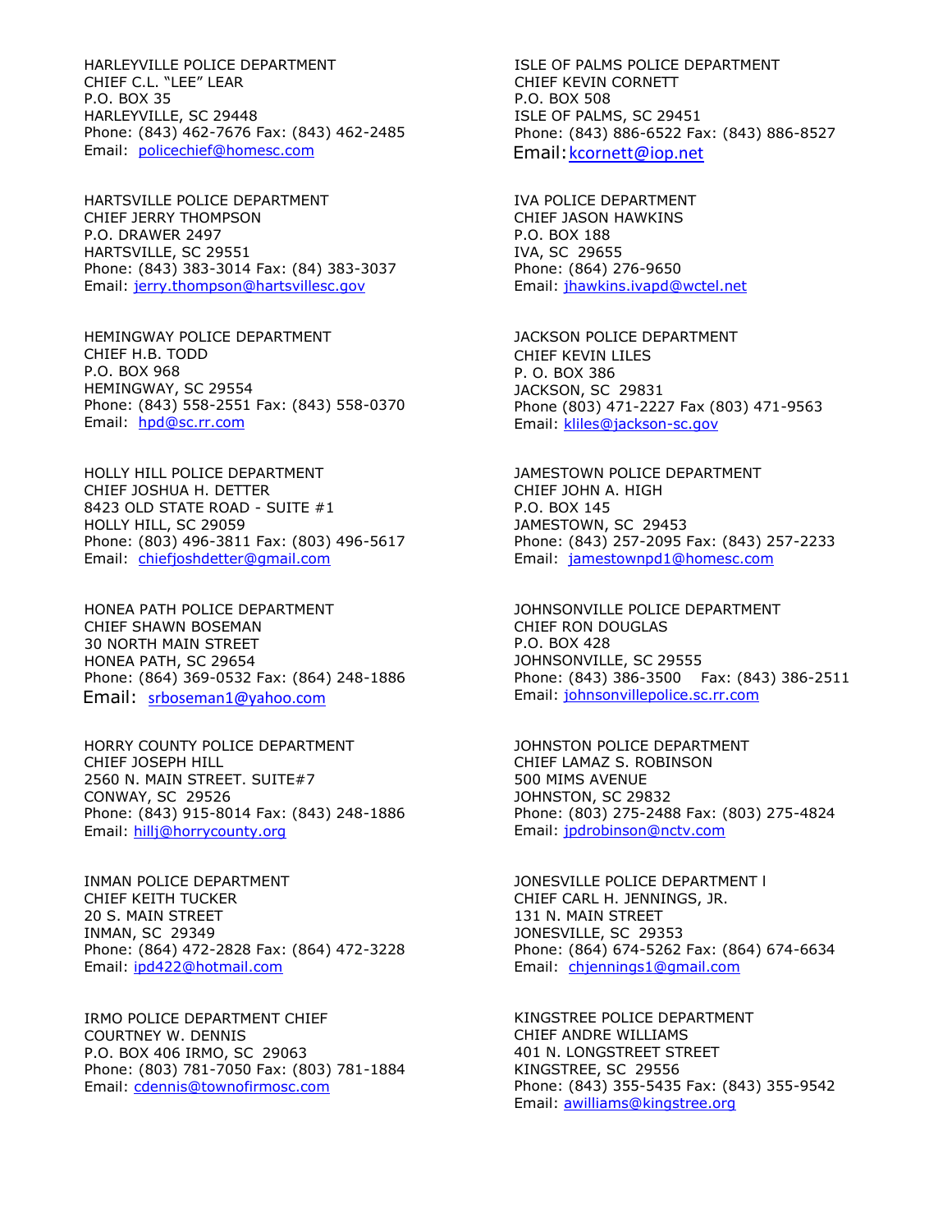HARLEYVILLE POLICE DEPARTMENT
CHIEF C.L. "LEE" LEAR
P.O. BOX 35
HARLEYVILLE, SC 29448
Phone: (843) 462-7676 Fax: (843) 462-2485
Email: policechief@homesc.com

HARTSVILLE POLICE DEPARTMENT
CHIEF JERRY THOMPSON
P.O. DRAWER 2497
HARTSVILLE, SC 29551
Phone: (843) 383-3014 Fax: (84) 383-3037
Email: jerry.thompson@hartsvillesc.gov

HEMINGWAY POLICE DEPARTMENT
CHIEF H.B. TODD
P.O. BOX 968
HEMINGWAY, SC 29554
Phone: (843) 558-2551 Fax: (843) 558-0370
Email: hpd@sc.rr.com

HOLLY HILL POLICE DEPARTMENT
CHIEF JOSHUA H. DETTER
8423 OLD STATE ROAD - SUITE #1
HOLLY HILL, SC 29059
Phone: (803) 496-3811 Fax: (803) 496-5617
Email: chiefjoshdetter@gmail.com

HONEA PATH POLICE DEPARTMENT
CHIEF SHAWN BOSEMAN
30 NORTH MAIN STREET
HONEA PATH, SC 29654
Phone: (864) 369-0532 Fax: (864) 248-1886
Email: srboseman1@yahoo.com

HORRY COUNTY POLICE DEPARTMENT
CHIEF JOSEPH HILL
2560 N. MAIN STREET. SUITE#7
CONWAY, SC 29526
Phone: (843) 915-8014 Fax: (843) 248-1886
Email: hillj@horrycounty.org

INMAN POLICE DEPARTMENT
CHIEF KEITH TUCKER
20 S. MAIN STREET
INMAN, SC 29349
Phone: (864) 472-2828 Fax: (864) 472-3228
Email: ipd422@hotmail.com

IRMO POLICE DEPARTMENT CHIEF
COURTNEY W. DENNIS
P.O. BOX 406 IRMO, SC 29063
Phone: (803) 781-7050 Fax: (803) 781-1884
Email: cdennis@townofirmosc.com

ISLE OF PALMS POLICE DEPARTMENT
CHIEF KEVIN CORNETT
P.O. BOX 508
ISLE OF PALMS, SC 29451
Phone: (843) 886-6522 Fax: (843) 886-8527
Email: kcornett@iop.net

IVA POLICE DEPARTMENT
CHIEF JASON HAWKINS
P.O. BOX 188
IVA, SC 29655
Phone: (864) 276-9650
Email: jhawkins.ivapd@wctel.net

JACKSON POLICE DEPARTMENT
CHIEF KEVIN LILES
P. O. BOX 386
JACKSON, SC 29831
Phone (803) 471-2227 Fax (803) 471-9563
Email: kliles@jackson-sc.gov

JAMESTOWN POLICE DEPARTMENT
CHIEF JOHN A. HIGH
P.O. BOX 145
JAMESTOWN, SC 29453
Phone: (843) 257-2095 Fax: (843) 257-2233
Email: jamestownpd1@homesc.com

JOHNSONVILLE POLICE DEPARTMENT
CHIEF RON DOUGLAS
P.O. BOX 428
JOHNSONVILLE, SC 29555
Phone: (843) 386-3500 Fax: (843) 386-2511
Email: johnsonvillepolice.sc.rr.com

JOHNSTON POLICE DEPARTMENT
CHIEF LAMAZ S. ROBINSON
500 MIMS AVENUE
JOHNSTON, SC 29832
Phone: (803) 275-2488 Fax: (803) 275-4824
Email: jpdrobinson@nctv.com

JONESVILLE POLICE DEPARTMENT l
CHIEF CARL H. JENNINGS, JR.
131 N. MAIN STREET
JONESVILLE, SC 29353
Phone: (864) 674-5262 Fax: (864) 674-6634
Email: chjennings1@gmail.com

KINGSTREE POLICE DEPARTMENT
CHIEF ANDRE WILLIAMS
401 N. LONGSTREET STREET
KINGSTREE, SC 29556
Phone: (843) 355-5435 Fax: (843) 355-9542
Email: awilliams@kingstree.org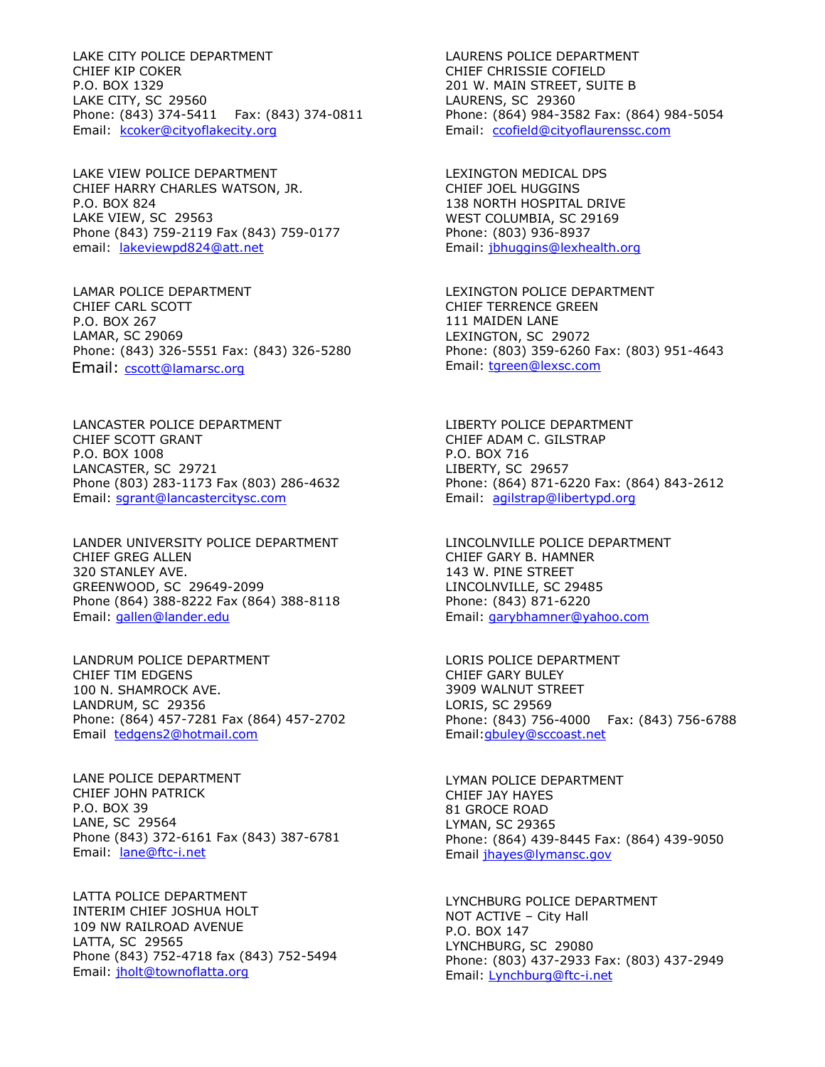LAKE CITY POLICE DEPARTMENT
CHIEF KIP COKER
P.O. BOX 1329
LAKE CITY, SC 29560
Phone: (843) 374-5411 Fax: (843) 374-0811
Email: kcoker@cityoflakecity.org

LAKE VIEW POLICE DEPARTMENT
CHIEF HARRY CHARLES WATSON, JR.
P.O. BOX 824
LAKE VIEW, SC 29563
Phone (843) 759-2119 Fax (843) 759-0177
email: lakeviewpd824@att.net

LAMAR POLICE DEPARTMENT
CHIEF CARL SCOTT
P.O. BOX 267
LAMAR, SC 29069
Phone: (843) 326-5551 Fax: (843) 326-5280
Email: cscott@lamarsc.org

LANCASTER POLICE DEPARTMENT
CHIEF SCOTT GRANT
P.O. BOX 1008
LANCASTER, SC 29721
Phone (803) 283-1173 Fax (803) 286-4632
Email: sgrant@lancastercitysc.com

LANDER UNIVERSITY POLICE DEPARTMENT
CHIEF GREG ALLEN
320 STANLEY AVE.
GREENWOOD, SC 29649-2099
Phone (864) 388-8222 Fax (864) 388-8118
Email: gallen@lander.edu

LANDRUM POLICE DEPARTMENT
CHIEF TIM EDGENS
100 N. SHAMROCK AVE.
LANDRUM, SC 29356
Phone: (864) 457-7281 Fax (864) 457-2702
Email tedgens2@hotmail.com

LANE POLICE DEPARTMENT
CHIEF JOHN PATRICK
P.O. BOX 39
LANE, SC 29564
Phone (843) 372-6161 Fax (843) 387-6781
Email: lane@ftc-i.net

LATTA POLICE DEPARTMENT
INTERIM CHIEF JOSHUA HOLT
109 NW RAILROAD AVENUE
LATTA, SC 29565
Phone (843) 752-4718 fax (843) 752-5494
Email: jholt@townoflatta.org

LAURENS POLICE DEPARTMENT
CHIEF CHRISSIE COFIELD
201 W. MAIN STREET, SUITE B
LAURENS, SC 29360
Phone: (864) 984-3582 Fax: (864) 984-5054
Email: ccofield@cityoflaurenssc.com

LEXINGTON MEDICAL DPS
CHIEF JOEL HUGGINS
138 NORTH HOSPITAL DRIVE
WEST COLUMBIA, SC 29169
Phone: (803) 936-8937
Email: jbhuggins@lexhealth.org

LEXINGTON POLICE DEPARTMENT
CHIEF TERRENCE GREEN
111 MAIDEN LANE
LEXINGTON, SC 29072
Phone: (803) 359-6260 Fax: (803) 951-4643
Email: tgreen@lexsc.com

LIBERTY POLICE DEPARTMENT
CHIEF ADAM C. GILSTRAP
P.O. BOX 716
LIBERTY, SC 29657
Phone: (864) 871-6220 Fax: (864) 843-2612
Email: agilstrap@libertypd.org

LINCOLNVILLE POLICE DEPARTMENT
CHIEF GARY B. HAMNER
143 W. PINE STREET
LINCOLNVILLE, SC 29485
Phone: (843) 871-6220
Email: garybhamner@yahoo.com

LORIS POLICE DEPARTMENT
CHIEF GARY BULEY
3909 WALNUT STREET
LORIS, SC 29569
Phone: (843) 756-4000 Fax: (843) 756-6788
Email: gbuley@sccoast.net

LYMAN POLICE DEPARTMENT
CHIEF JAY HAYES
81 GROCE ROAD
LYMAN, SC 29365
Phone: (864) 439-8445 Fax: (864) 439-9050
Email jhayes@lymansc.gov

LYNCHBURG POLICE DEPARTMENT
NOT ACTIVE – City Hall
P.O. BOX 147
LYNCHBURG, SC 29080
Phone: (803) 437-2933 Fax: (803) 437-2949
Email: Lynchburg@ftc-i.net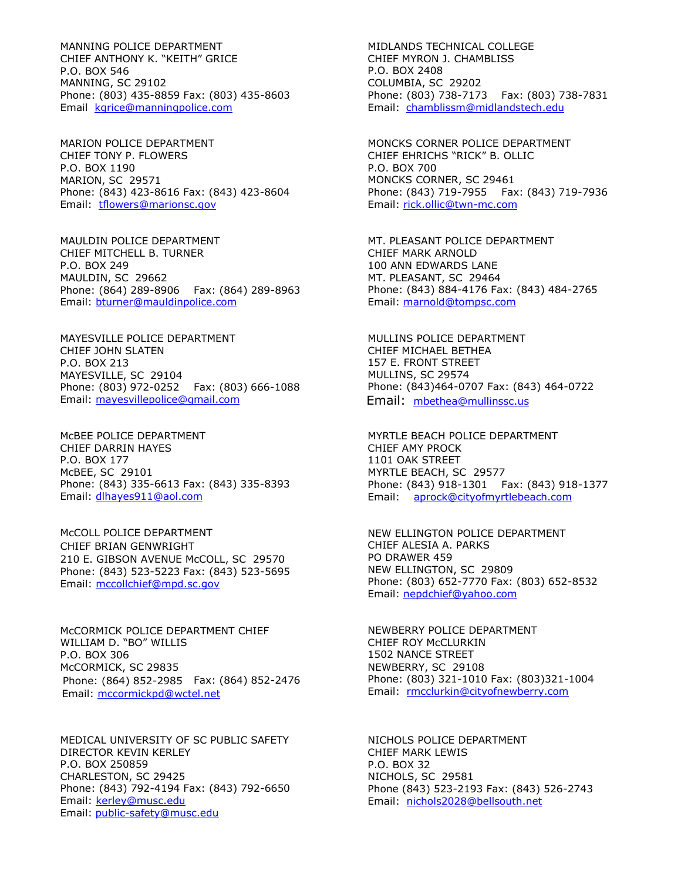MANNING POLICE DEPARTMENT
CHIEF ANTHONY K. “KEITH” GRICE
P.O. BOX 546
MANNING, SC 29102
Phone: (803) 435-8859 Fax: (803) 435-8603
Email kgrice@manningpolice.com

MARION POLICE DEPARTMENT
CHIEF TONY P. FLOWERS
P.O. BOX 1190
MARION, SC 29571
Phone: (843) 423-8616 Fax: (843) 423-8604
Email: tflowers@marionsc.gov

MAULDIN POLICE DEPARTMENT
CHIEF MITCHELL B. TURNER
P.O. BOX 249
MAULDIN, SC 29662
Phone: (864) 289-8906 Fax: (864) 289-8963
Email: bturner@mauldinpolice.com

MAYESVILLE POLICE DEPARTMENT
CHIEF JOHN SLATEN
P.O. BOX 213
MAYESVILLE, SC 29104
Phone: (803) 972-0252 Fax: (803) 666-1088
Email: mayesvillepolice@gmail.com

McBEE POLICE DEPARTMENT
CHIEF DARRIN HAYES
P.O. BOX 177
McBEE, SC 29101
Phone: (843) 335-6613 Fax: (843) 335-8393
Email: dlhayes911@aol.com

McCOLL POLICE DEPARTMENT
CHIEF BRIAN GENWRIGHT
210 E. GIBSON AVENUE McCOLL, SC 29570
Phone: (843) 523-5223 Fax: (843) 523-5695
Email: mccollchief@mpd.sc.gov

McCORMICK POLICE DEPARTMENT CHIEF
WILLIAM D. “BO” WILLIS
P.O. BOX 306
McCORMICK, SC 29835
Phone: (864) 852-2985 Fax: (864) 852-2476
Email: mccormickpd@wctel.net

MEDICAL UNIVERSITY OF SC PUBLIC SAFETY
DIRECTOR KEVIN KERLEY
P.O. BOX 250859
CHARLESTON, SC 29425
Phone: (843) 792-4194 Fax: (843) 792-6650
Email: kerley@musc.edu
Email: public-safety@musc.edu

MIDLANDS TECHNICAL COLLEGE
CHIEF MYRON J. CHAMBLISS
P.O. BOX 2408
COLUMBIA, SC 29202
Phone: (803) 738-7173 Fax: (803) 738-7831
Email: chamblissm@midlandstech.edu

MONCKS CORNER POLICE DEPARTMENT
CHIEF EHRICHS “RICK” B. OLLIC
P.O. BOX 700
MONCKS CORNER, SC 29461
Phone: (843) 719-7955 Fax: (843) 719-7936
Email: rick.ollic@twn-mc.com

MT. PLEASANT POLICE DEPARTMENT
CHIEF MARK ARNOLD
100 ANN EDWARDS LANE
MT. PLEASANT, SC 29464
Phone: (843) 884-4176 Fax: (843) 484-2765
Email: marnold@tompsc.com

MULLINS POLICE DEPARTMENT
CHIEF MICHAEL BETHEA
157 E. FRONT STREET
MULLINS, SC 29574
Phone: (843)464-0707 Fax: (843) 464-0722
Email: mbethea@mullinssc.us

MYRTLE BEACH POLICE DEPARTMENT
CHIEF AMY PROCK
1101 OAK STREET
MYRTLE BEACH, SC 29577
Phone: (843) 918-1301 Fax: (843) 918-1377
Email: aprock@cityofmyrtlebeach.com

NEW ELLINGTON POLICE DEPARTMENT
CHIEF ALESIA A. PARKS
PO DRAWER 459
NEW ELLINGTON, SC 29809
Phone: (803) 652-7770 Fax: (803) 652-8532
Email: nepdchief@yahoo.com

NEWBERRY POLICE DEPARTMENT
CHIEF ROY McCLURKIN
1502 NANCE STREET
NEWBERRY, SC 29108
Phone: (803) 321-1010 Fax: (803)321-1004
Email: rmcclurkin@cityofnewberry.com

NICHOLS POLICE DEPARTMENT
CHIEF MARK LEWIS
P.O. BOX 32
NICHOLS, SC 29581
Phone (843) 523-2193 Fax: (843) 526-2743
Email: nichols2028@bellsouth.net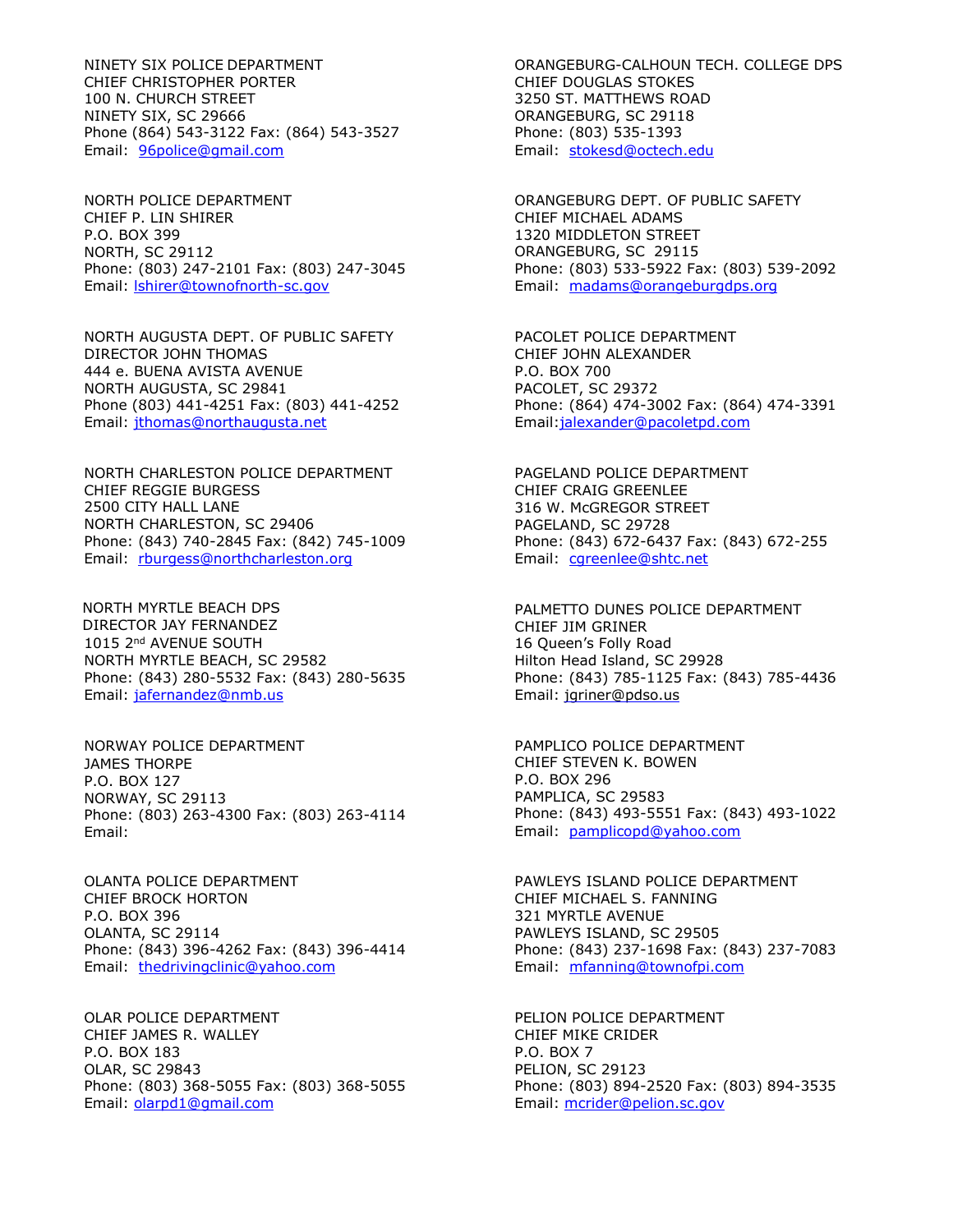NINETY SIX POLICE DEPARTMENT
CHIEF CHRISTOPHER PORTER
100 N. CHURCH STREET
NINETY SIX, SC 29666
Phone (864) 543-3122 Fax: (864) 543-3527
Email: 96police@gmail.com

NORTH POLICE DEPARTMENT
CHIEF P. LIN SHIRER
P.O. BOX 399
NORTH, SC 29112
Phone: (803) 247-2101 Fax: (803) 247-3045
Email: lshirer@townofnorth-sc.gov

NORTH AUGUSTA DEPT. OF PUBLIC SAFETY
DIRECTOR JOHN THOMAS
444 e. BUENA AVISTA AVENUE
NORTH AUGUSTA, SC 29841
Phone (803) 441-4251 Fax: (803) 441-4252
Email: jthomas@northaugusta.net

NORTH CHARLESTON POLICE DEPARTMENT
CHIEF REGGIE BURGESS
2500 CITY HALL LANE
NORTH CHARLESTON, SC 29406
Phone: (843) 740-2845 Fax: (842) 745-1009
Email: rburgess@northcharleston.org

NORTH MYRTLE BEACH DPS
DIRECTOR JAY FERNANDEZ
1015 2nd AVENUE SOUTH
NORTH MYRTLE BEACH, SC 29582
Phone: (843) 280-5532 Fax: (843) 280-5635
Email: jafernandez@nmb.us

NORWAY POLICE DEPARTMENT
JAMES THORPE
P.O. BOX 127
NORWAY, SC 29113
Phone: (803) 263-4300 Fax: (803) 263-4114
Email:

OLANTA POLICE DEPARTMENT
CHIEF BROCK HORTON
P.O. BOX 396
OLANTA, SC 29114
Phone: (843) 396-4262 Fax: (843) 396-4414
Email: thedrivingclinic@yahoo.com

OLAR POLICE DEPARTMENT
CHIEF JAMES R. WALLEY
P.O. BOX 183
OLAR, SC 29843
Phone: (803) 368-5055 Fax: (803) 368-5055
Email: olarpd1@gmail.com

ORANGEBURG-CALHOUN TECH. COLLEGE DPS
CHIEF DOUGLAS STOKES
3250 ST. MATTHEWS ROAD
ORANGEBURG, SC 29118
Phone: (803) 535-1393
Email: stokesd@octech.edu

ORANGEBURG DEPT. OF PUBLIC SAFETY
CHIEF MICHAEL ADAMS
1320 MIDDLETON STREET
ORANGEBURG, SC 29115
Phone: (803) 533-5922 Fax: (803) 539-2092
Email: madams@orangeburgdps.org

PACOLET POLICE DEPARTMENT
CHIEF JOHN ALEXANDER
P.O. BOX 700
PACOLET, SC 29372
Phone: (864) 474-3002 Fax: (864) 474-3391
Email:jalexander@pacoletpd.com

PAGELAND POLICE DEPARTMENT
CHIEF CRAIG GREENLEE
316 W. McGREGOR STREET
PAGELAND, SC 29728
Phone: (843) 672-6437 Fax: (843) 672-255
Email: cgreenlee@shtc.net

PALMETTO DUNES POLICE DEPARTMENT
CHIEF JIM GRINER
16 Queen's Folly Road
Hilton Head Island, SC 29928
Phone: (843) 785-1125 Fax: (843) 785-4436
Email: jgriner@pdso.us

PAMPLICO POLICE DEPARTMENT
CHIEF STEVEN K. BOWEN
P.O. BOX 296
PAMPLICA, SC 29583
Phone: (843) 493-5551 Fax: (843) 493-1022
Email: pamplicopd@yahoo.com

PAWLEYS ISLAND POLICE DEPARTMENT
CHIEF MICHAEL S. FANNING
321 MYRTLE AVENUE
PAWLEYS ISLAND, SC 29505
Phone: (843) 237-1698 Fax: (843) 237-7083
Email: mfanning@townofpi.com

PELION POLICE DEPARTMENT
CHIEF MIKE CRIDER
P.O. BOX 7
PELION, SC 29123
Phone: (803) 894-2520 Fax: (803) 894-3535
Email: mcrider@pelion.sc.gov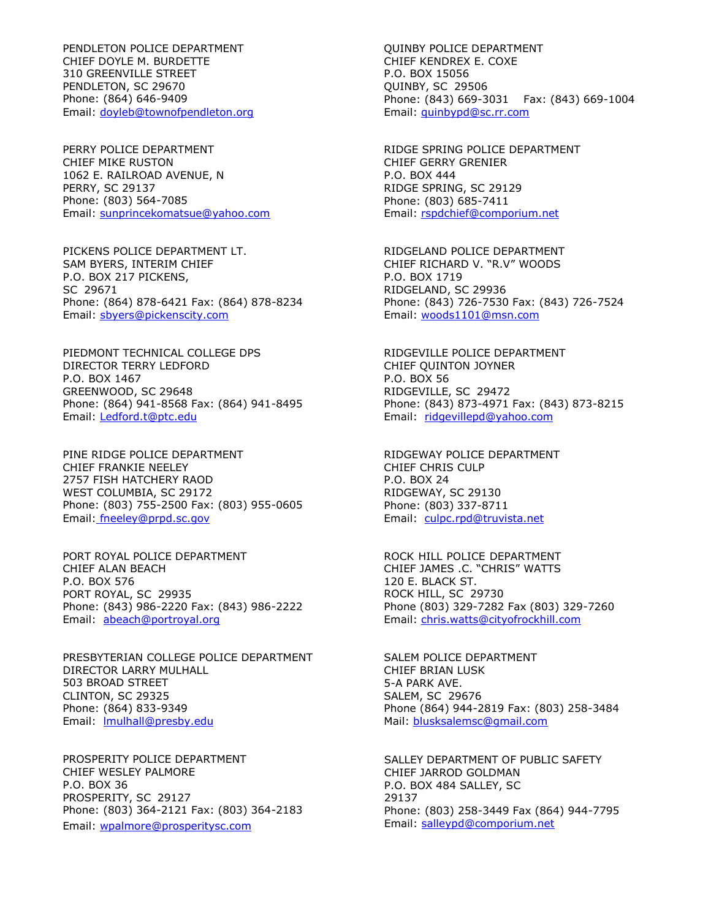PENDLETON POLICE DEPARTMENT
CHIEF DOYLE M. BURDETTE
310 GREENVILLE STREET
PENDLETON, SC 29670
Phone: (864) 646-9409
Email: doyleb@townofpendleton.org

PERRY POLICE DEPARTMENT
CHIEF MIKE RUSTON
1062 E. RAILROAD AVENUE, N
PERRY, SC 29137
Phone: (803) 564-7085
Email: sunprincekomatsue@yahoo.com

PICKENS POLICE DEPARTMENT LT.
SAM BYERS, INTERIM CHIEF
P.O. BOX 217 PICKENS,
SC 29671
Phone: (864) 878-6421 Fax: (864) 878-8234
Email: sbyers@pickenscity.com

PIEDMONT TECHNICAL COLLEGE DPS
DIRECTOR TERRY LEDFORD
P.O. BOX 1467
GREENWOOD, SC 29648
Phone: (864) 941-8568 Fax: (864) 941-8495
Email: Ledford.t@ptc.edu

PINE RIDGE POLICE DEPARTMENT
CHIEF FRANKIE NEELEY
2757 FISH HATCHERY RAOD
WEST COLUMBIA, SC 29172
Phone: (803) 755-2500 Fax: (803) 955-0605
Email: fneeley@prpd.sc.gov

PORT ROYAL POLICE DEPARTMENT
CHIEF ALAN BEACH
P.O. BOX 576
PORT ROYAL, SC 29935
Phone: (843) 986-2220 Fax: (843) 986-2222
Email: abeach@portroyal.org

PRESBYTERIAN COLLEGE POLICE DEPARTMENT
DIRECTOR LARRY MULHALL
503 BROAD STREET
CLINTON, SC 29325
Phone: (864) 833-9349
Email: lmulhall@presby.edu

PROSPERITY POLICE DEPARTMENT
CHIEF WESLEY PALMORE
P.O. BOX 36
PROSPERITY, SC 29127
Phone: (803) 364-2121 Fax: (803) 364-2183
Email: wpalmore@prosperitysc.com

QUINBY POLICE DEPARTMENT
CHIEF KENDREX E. COXE
P.O. BOX 15056
QUINBY, SC 29506
Phone: (843) 669-3031 Fax: (843) 669-1004
Email: quinbypd@sc.rr.com

RIDGE SPRING POLICE DEPARTMENT
CHIEF GERRY GRENIER
P.O. BOX 444
RIDGE SPRING, SC 29129
Phone: (803) 685-7411
Email: rspdchief@comporium.net

RIDGELAND POLICE DEPARTMENT
CHIEF RICHARD V. "R.V" WOODS
P.O. BOX 1719
RIDGELAND, SC 29936
Phone: (843) 726-7530 Fax: (843) 726-7524
Email: woods1101@msn.com

RIDGEVILLE POLICE DEPARTMENT
CHIEF QUINTON JOYNER
P.O. BOX 56
RIDGEVILLE, SC 29472
Phone: (843) 873-4971 Fax: (843) 873-8215
Email: ridgevillepd@yahoo.com

RIDGEWAY POLICE DEPARTMENT
CHIEF CHRIS CULP
P.O. BOX 24
RIDGEWAY, SC 29130
Phone: (803) 337-8711
Email: culpc.rpd@truvista.net

ROCK HILL POLICE DEPARTMENT
CHIEF JAMES .C. "CHRIS" WATTS
120 E. BLACK ST.
ROCK HILL, SC 29730
Phone (803) 329-7282 Fax (803) 329-7260
Email: chris.watts@cityofrockhill.com

SALEM POLICE DEPARTMENT
CHIEF BRIAN LUSK
5-A PARK AVE.
SALEM, SC 29676
Phone (864) 944-2819 Fax: (803) 258-3484
Mail: blusksalemsc@gmail.com

SALLEY DEPARTMENT OF PUBLIC SAFETY
CHIEF JARROD GOLDMAN
P.O. BOX 484 SALLEY, SC
29137
Phone: (803) 258-3449 Fax (864) 944-7795
Email: salleypd@comporium.net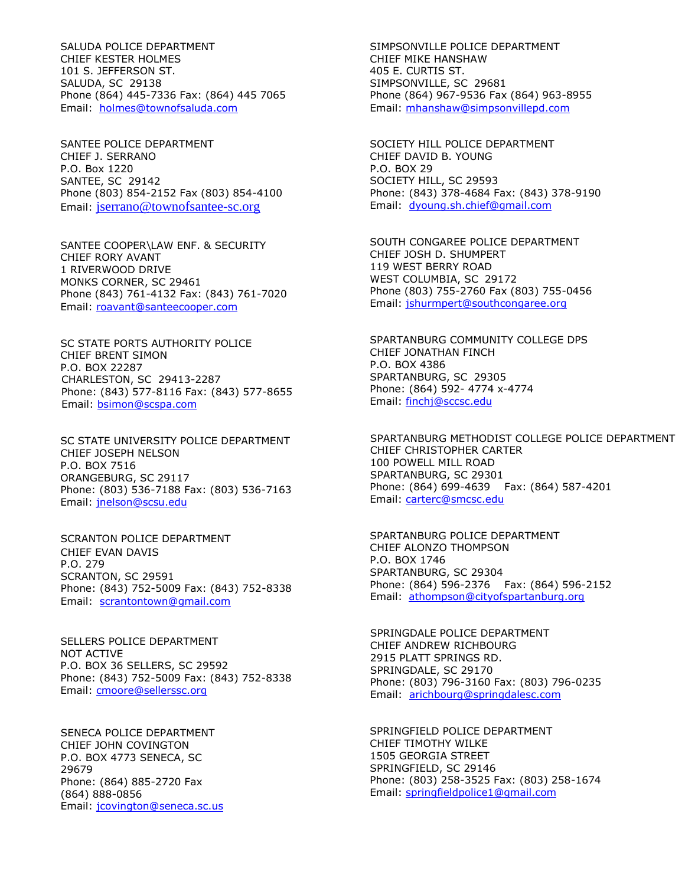SALUDA POLICE DEPARTMENT
CHIEF KESTER HOLMES
101 S. JEFFERSON ST.
SALUDA, SC 29138
Phone (864) 445-7336 Fax: (864) 445 7065
Email: holmes@townofsaluda.com

SANTEE POLICE DEPARTMENT
CHIEF J. SERRANO
P.O. Box 1220
SANTEE, SC 29142
Phone (803) 854-2152 Fax (803) 854-4100
Email: jserrano@townofsantee-sc.org

SANTEE COOPER\LAW ENF. & SECURITY
CHIEF RORY AVANT
1 RIVERWOOD DRIVE
MONKS CORNER, SC 29461
Phone (843) 761-4132 Fax: (843) 761-7020
Email: roavant@santeecooper.com

SC STATE PORTS AUTHORITY POLICE
CHIEF BRENT SIMON
P.O. BOX 22287
CHARLESTON, SC 29413-2287
Phone: (843) 577-8116 Fax: (843) 577-8655
Email: bsimon@scspa.com

SC STATE UNIVERSITY POLICE DEPARTMENT
CHIEF JOSEPH NELSON
P.O. BOX 7516
ORANGEBURG, SC 29117
Phone: (803) 536-7188 Fax: (803) 536-7163
Email: jnelson@scsu.edu

SCRANTON POLICE DEPARTMENT
CHIEF EVAN DAVIS
P.O. 279
SCRANTON, SC 29591
Phone: (843) 752-5009 Fax: (843) 752-8338
Email: scrantontown@gmail.com

SELLERS POLICE DEPARTMENT
NOT ACTIVE
P.O. BOX 36 SELLERS, SC 29592
Phone: (843) 752-5009 Fax: (843) 752-8338
Email: cmoore@sellerssc.org

SENECA POLICE DEPARTMENT
CHIEF JOHN COVINGTON
P.O. BOX 4773 SENECA, SC
29679
Phone: (864) 885-2720 Fax
(864) 888-0856
Email: jcovington@seneca.sc.us

SIMPSONVILLE POLICE DEPARTMENT
CHIEF MIKE HANSHAW
405 E. CURTIS ST.
SIMPSONVILLE, SC 29681
Phone (864) 967-9536 Fax (864) 963-8955
Email: mhanshaw@simpsonvillepd.com

SOCIETY HILL POLICE DEPARTMENT
CHIEF DAVID B. YOUNG
P.O. BOX 29
SOCIETY HILL, SC 29593
Phone: (843) 378-4684 Fax: (843) 378-9190
Email: dyoung.sh.chief@gmail.com

SOUTH CONGAREE POLICE DEPARTMENT
CHIEF JOSH D. SHUMPERT
119 WEST BERRY ROAD
WEST COLUMBIA, SC 29172
Phone (803) 755-2760 Fax (803) 755-0456
Email: jshurmpert@southcongaree.org

SPARTANBURG COMMUNITY COLLEGE DPS
CHIEF JONATHAN FINCH
P.O. BOX 4386
SPARTANBURG, SC 29305
Phone: (864) 592- 4774 x-4774
Email: finchj@sccsc.edu

SPARTANBURG METHODIST COLLEGE POLICE DEPARTMENT
CHIEF CHRISTOPHER CARTER
100 POWELL MILL ROAD
SPARTANBURG, SC 29301
Phone: (864) 699-4639 Fax: (864) 587-4201
Email: carterc@smcsc.edu

SPARTANBURG POLICE DEPARTMENT
CHIEF ALONZO THOMPSON
P.O. BOX 1746
SPARTANBURG, SC 29304
Phone: (864) 596-2376 Fax: (864) 596-2152
Email: athompson@cityofspartanburg.org

SPRINGDALE POLICE DEPARTMENT
CHIEF ANDREW RICHBOURG
2915 PLATT SPRINGS RD.
SPRINGDALE, SC 29170
Phone: (803) 796-3160 Fax: (803) 796-0235
Email: arichbourg@springdalesc.com

SPRINGFIELD POLICE DEPARTMENT
CHIEF TIMOTHY WILKE
1505 GEORGIA STREET
SPRINGFIELD, SC 29146
Phone: (803) 258-3525 Fax: (803) 258-1674
Email: springfieldpolice1@gmail.com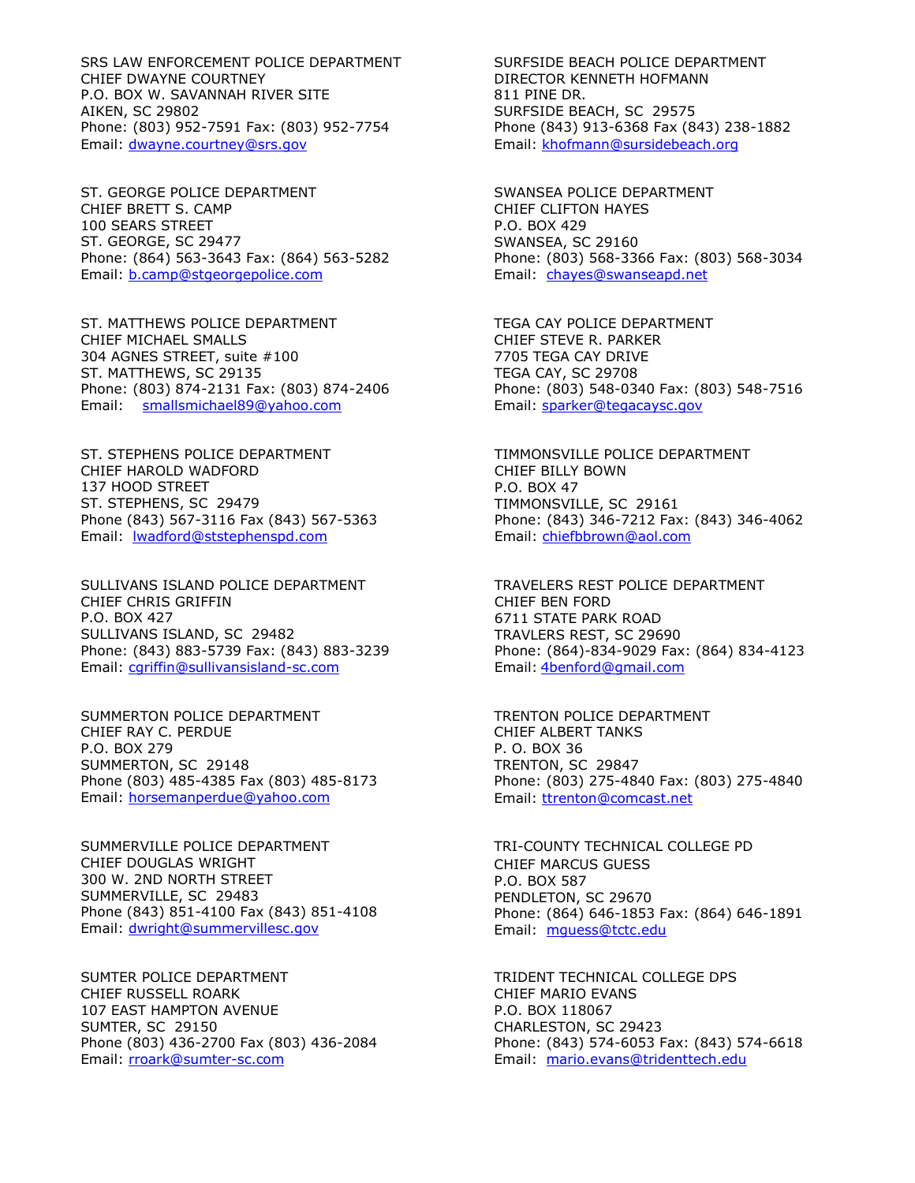SRS LAW ENFORCEMENT POLICE DEPARTMENT
CHIEF DWAYNE COURTNEY
P.O. BOX W. SAVANNAH RIVER SITE
AIKEN, SC 29802
Phone: (803) 952-7591 Fax: (803) 952-7754
Email: dwayne.courtney@srs.gov

ST. GEORGE POLICE DEPARTMENT
CHIEF BRETT S. CAMP
100 SEARS STREET
ST. GEORGE, SC 29477
Phone: (864) 563-3643 Fax: (864) 563-5282
Email: b.camp@stgeorgepolice.com

ST. MATTHEWS POLICE DEPARTMENT
CHIEF MICHAEL SMALLS
304 AGNES STREET, suite #100
ST. MATTHEWS, SC 29135
Phone: (803) 874-2131 Fax: (803) 874-2406
Email: smallsmichael89@yahoo.com

ST. STEPHENS POLICE DEPARTMENT
CHIEF HAROLD WADFORD
137 HOOD STREET
ST. STEPHENS, SC 29479
Phone (843) 567-3116 Fax (843) 567-5363
Email: lwadford@ststephenspd.com

SULLIVANS ISLAND POLICE DEPARTMENT
CHIEF CHRIS GRIFFIN
P.O. BOX 427
SULLIVANS ISLAND, SC 29482
Phone: (843) 883-5739 Fax: (843) 883-3239
Email: cgriffin@sullivansisland-sc.com

SUMMERTON POLICE DEPARTMENT
CHIEF RAY C. PERDUE
P.O. BOX 279
SUMMERTON, SC 29148
Phone (803) 485-4385 Fax (803) 485-8173
Email: horsemanperdue@yahoo.com

SUMMERVILLE POLICE DEPARTMENT
CHIEF DOUGLAS WRIGHT
300 W. 2ND NORTH STREET
SUMMERVILLE, SC 29483
Phone (843) 851-4100 Fax (843) 851-4108
Email: dwright@summervillesc.gov

SUMTER POLICE DEPARTMENT
CHIEF RUSSELL ROARK
107 EAST HAMPTON AVENUE
SUMTER, SC 29150
Phone (803) 436-2700 Fax (803) 436-2084
Email: rroark@sumter-sc.com

SURFSIDE BEACH POLICE DEPARTMENT
DIRECTOR KENNETH HOFMANN
811 PINE DR.
SURFSIDE BEACH, SC 29575
Phone (843) 913-6368 Fax (843) 238-1882
Email: khofmann@sursidebeach.org

SWANSEA POLICE DEPARTMENT
CHIEF CLIFTON HAYES
P.O. BOX 429
SWANSEA, SC 29160
Phone: (803) 568-3366 Fax: (803) 568-3034
Email: chayes@swanseapd.net

TEGA CAY POLICE DEPARTMENT
CHIEF STEVE R. PARKER
7705 TEGA CAY DRIVE
TEGA CAY, SC 29708
Phone: (803) 548-0340 Fax: (803) 548-7516
Email: sparker@tegacaysc.gov

TIMMONSVILLE POLICE DEPARTMENT
CHIEF BILLY BOWN
P.O. BOX 47
TIMMONSVILLE, SC 29161
Phone: (843) 346-7212 Fax: (843) 346-4062
Email: chiefbbrown@aol.com

TRAVELERS REST POLICE DEPARTMENT
CHIEF BEN FORD
6711 STATE PARK ROAD
TRAVLERS REST, SC 29690
Phone: (864)-834-9029 Fax: (864) 834-4123
Email: 4benford@gmail.com

TRENTON POLICE DEPARTMENT
CHIEF ALBERT TANKS
P. O. BOX 36
TRENTON, SC 29847
Phone: (803) 275-4840 Fax: (803) 275-4840
Email: ttrenton@comcast.net

TRI-COUNTY TECHNICAL COLLEGE PD
CHIEF MARCUS GUESS
P.O. BOX 587
PENDLETON, SC 29670
Phone: (864) 646-1853 Fax: (864) 646-1891
Email: mguess@tctc.edu

TRIDENT TECHNICAL COLLEGE DPS
CHIEF MARIO EVANS
P.O. BOX 118067
CHARLESTON, SC 29423
Phone: (843) 574-6053 Fax: (843) 574-6618
Email: mario.evans@tridenttech.edu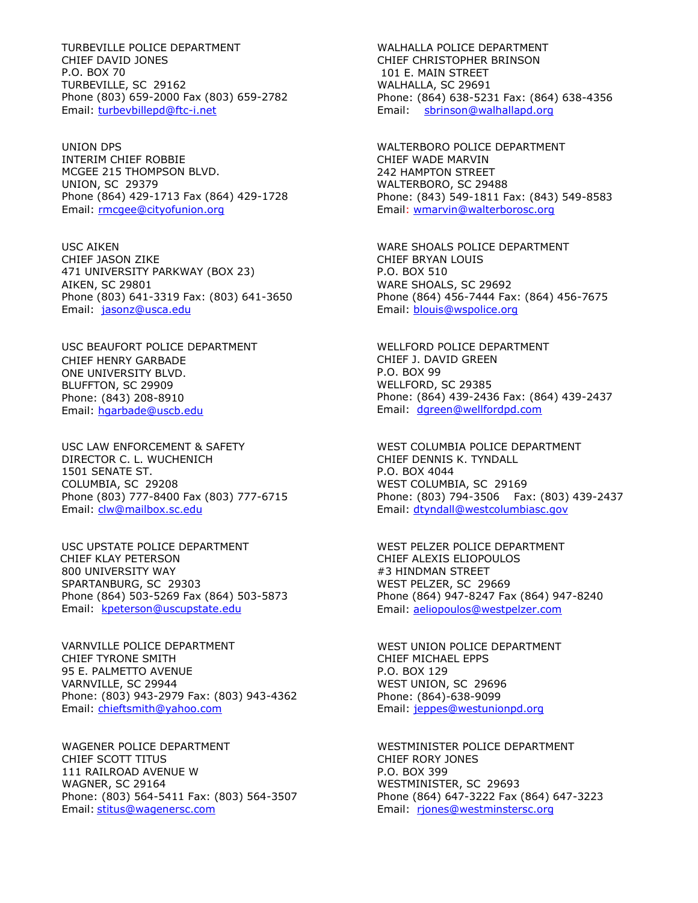TURBEVILLE POLICE DEPARTMENT
CHIEF DAVID JONES
P.O. BOX 70
TURBEVILLE, SC 29162
Phone (803) 659-2000 Fax (803) 659-2782
Email: turbevbillepd@ftc-i.net

UNION DPS
INTERIM CHIEF ROBBIE
MCGEE 215 THOMPSON BLVD.
UNION, SC 29379
Phone (864) 429-1713 Fax (864) 429-1728
Email: rmcgee@cityofunion.org

USC AIKEN
CHIEF JASON ZIKE
471 UNIVERSITY PARKWAY (BOX 23)
AIKEN, SC 29801
Phone (803) 641-3319 Fax: (803) 641-3650
Email: jasonz@usca.edu

USC BEAUFORT POLICE DEPARTMENT
CHIEF HENRY GARBADE
ONE UNIVERSITY BLVD.
BLUFFTON, SC 29909
Phone: (843) 208-8910
Email: hgarbade@uscb.edu

USC LAW ENFORCEMENT & SAFETY
DIRECTOR C. L. WUCHENICH
1501 SENATE ST.
COLUMBIA, SC 29208
Phone (803) 777-8400 Fax (803) 777-6715
Email: clw@mailbox.sc.edu

USC UPSTATE POLICE DEPARTMENT
CHIEF KLAY PETERSON
800 UNIVERSITY WAY
SPARTANBURG, SC 29303
Phone (864) 503-5269 Fax (864) 503-5873
Email: kpeterson@uscupstate.edu

VARNVILLE POLICE DEPARTMENT
CHIEF TYRONE SMITH
95 E. PALMETTO AVENUE
VARNVILLE, SC 29944
Phone: (803) 943-2979 Fax: (803) 943-4362
Email: chieftsmith@yahoo.com

WAGENER POLICE DEPARTMENT
CHIEF SCOTT TITUS
111 RAILROAD AVENUE W
WAGNER, SC 29164
Phone: (803) 564-5411 Fax: (803) 564-3507
Email: stitus@wagenersc.com

WALHALLA POLICE DEPARTMENT
CHIEF CHRISTOPHER BRINSON
101 E. MAIN STREET
WALHALLA, SC 29691
Phone: (864) 638-5231 Fax: (864) 638-4356
Email: sbrinson@walhallapd.org

WALTERBORO POLICE DEPARTMENT
CHIEF WADE MARVIN
242 HAMPTON STREET
WALTERBORO, SC 29488
Phone: (843) 549-1811 Fax: (843) 549-8583
Email: wmarvin@walterborosc.org

WARE SHOALS POLICE DEPARTMENT
CHIEF BRYAN LOUIS
P.O. BOX 510
WARE SHOALS, SC 29692
Phone (864) 456-7444 Fax: (864) 456-7675
Email: blouis@wspolice.org

WELLFORD POLICE DEPARTMENT
CHIEF J. DAVID GREEN
P.O. BOX 99
WELLFORD, SC 29385
Phone: (864) 439-2436 Fax: (864) 439-2437
Email: dgreen@wellfordpd.com

WEST COLUMBIA POLICE DEPARTMENT
CHIEF DENNIS K. TYNDALL
P.O. BOX 4044
WEST COLUMBIA, SC 29169
Phone: (803) 794-3506 Fax: (803) 439-2437
Email: dtyndall@westcolumbiasc.gov

WEST PELZER POLICE DEPARTMENT
CHIEF ALEXIS ELIOPOULOS
#3 HINDMAN STREET
WEST PELZER, SC 29669
Phone (864) 947-8247 Fax (864) 947-8240
Email: aeliopoulos@westpelzer.com

WEST UNION POLICE DEPARTMENT
CHIEF MICHAEL EPPS
P.O. BOX 129
WEST UNION, SC 29696
Phone: (864)-638-9099
Email: jeppes@westunionpd.org

WESTMINISTER POLICE DEPARTMENT
CHIEF RORY JONES
P.O. BOX 399
WESTMINISTER, SC 29693
Phone (864) 647-3222 Fax (864) 647-3223
Email: rjones@westminstersc.org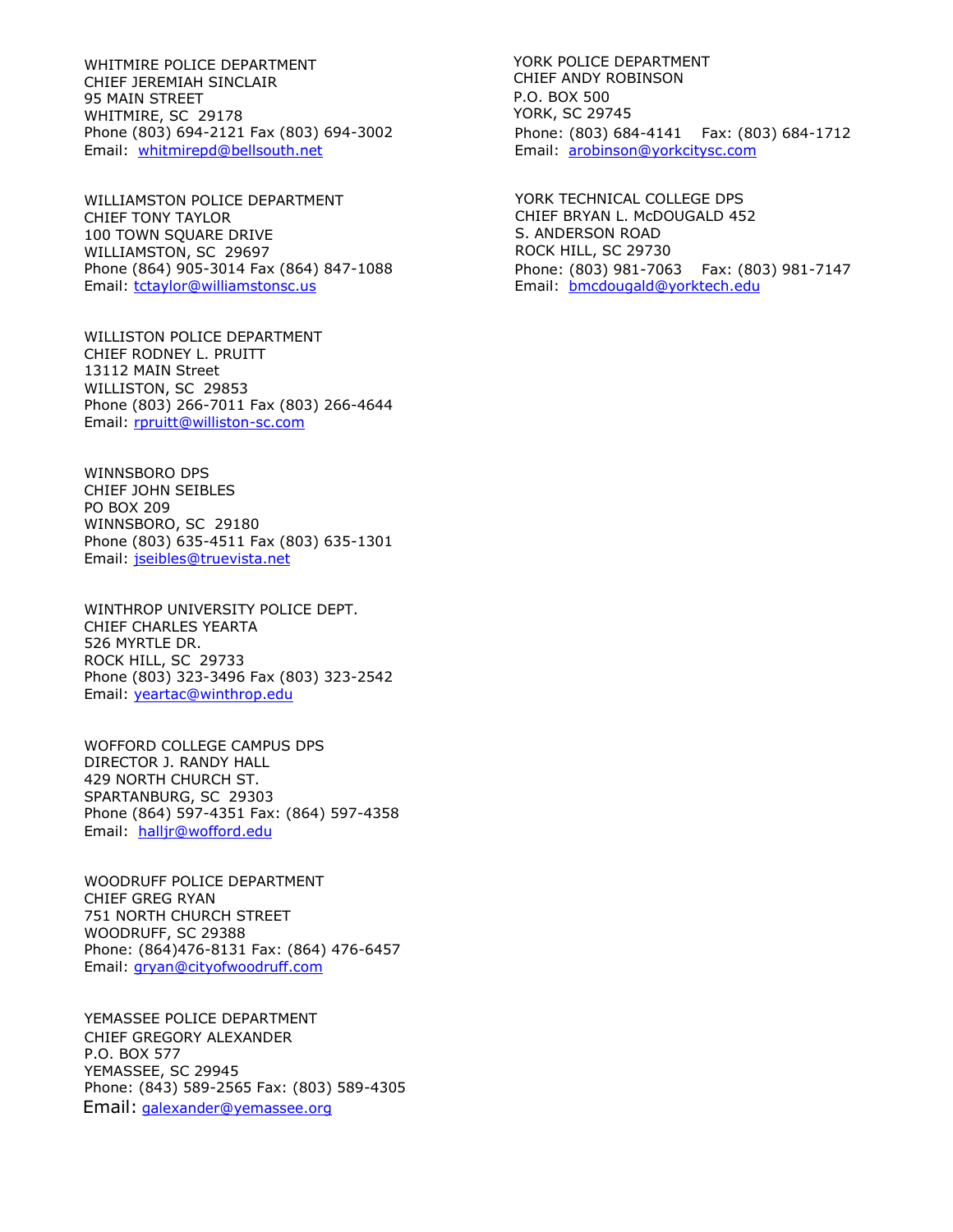WHITMIRE POLICE DEPARTMENT
CHIEF JEREMIAH SINCLAIR
95 MAIN STREET
WHITMIRE, SC 29178
Phone (803) 694-2121 Fax (803) 694-3002
Email: whitmirepd@bellsouth.net

WILLIAMSTON POLICE DEPARTMENT
CHIEF TONY TAYLOR
100 TOWN SQUARE DRIVE
WILLIAMSTON, SC 29697
Phone (864) 905-3014 Fax (864) 847-1088
Email: tctaylor@williamstonsc.us

WILLISTON POLICE DEPARTMENT
CHIEF RODNEY L. PRUITT
13112 MAIN Street
WILLISTON, SC 29853
Phone (803) 266-7011 Fax (803) 266-4644
Email: rpruitt@williston-sc.com

WINNSBORO DPS
CHIEF JOHN SEIBLES
PO BOX 209
WINNSBORO, SC 29180
Phone (803) 635-4511 Fax (803) 635-1301
Email: jseibles@truevista.net

WINTHROP UNIVERSITY POLICE DEPT.
CHIEF CHARLES YEARTA
526 MYRTLE DR.
ROCK HILL, SC 29733
Phone (803) 323-3496 Fax (803) 323-2542
Email: yeartac@winthrop.edu

WOFFORD COLLEGE CAMPUS DPS
DIRECTOR J. RANDY HALL
429 NORTH CHURCH ST.
SPARTANBURG, SC 29303
Phone (864) 597-4351 Fax: (864) 597-4358
Email: halljr@wofford.edu

WOODRUFF POLICE DEPARTMENT
CHIEF GREG RYAN
751 NORTH CHURCH STREET
WOODRUFF, SC 29388
Phone: (864)476-8131 Fax: (864) 476-6457
Email: gryan@cityofwoodruff.com

YEMASSEE POLICE DEPARTMENT
CHIEF GREGORY ALEXANDER
P.O. BOX 577
YEMASSEE, SC 29945
Phone: (843) 589-2565 Fax: (803) 589-4305
Email: galexander@yemassee.org

YORK POLICE DEPARTMENT
CHIEF ANDY ROBINSON
P.O. BOX 500
YORK, SC 29745
Phone: (803) 684-4141 Fax: (803) 684-1712
Email: arobinson@yorkcitysc.com

YORK TECHNICAL COLLEGE DPS
CHIEF BRYAN L. McDOUGALD 452
S. ANDERSON ROAD
ROCK HILL, SC 29730
Phone: (803) 981-7063 Fax: (803) 981-7147
Email: bmcdougald@yorktech.edu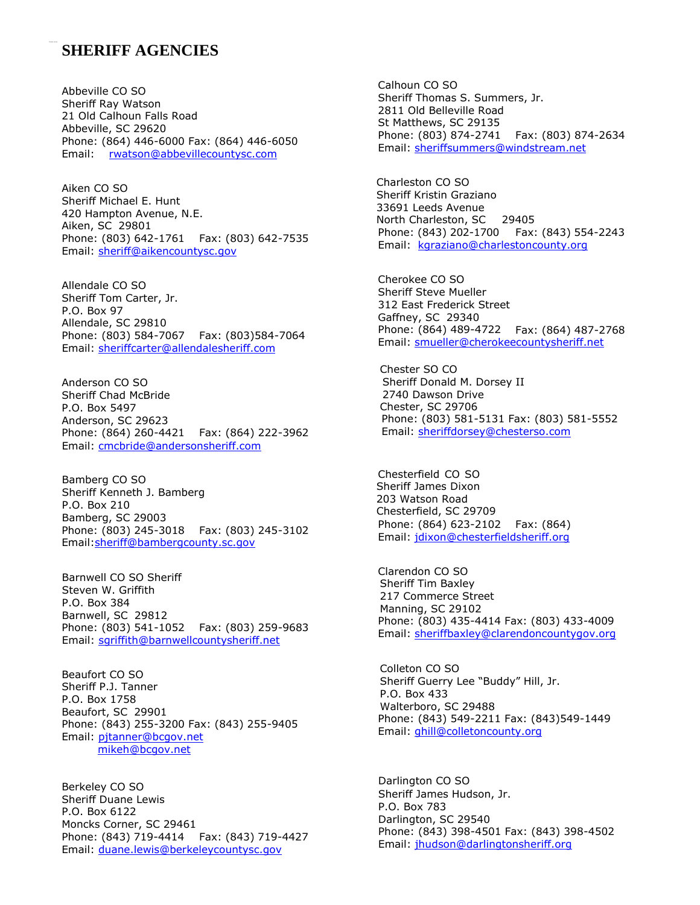# SHERIFF AGENCIES

Abbeville CO SO
Sheriff Ray Watson
21 Old Calhoun Falls Road
Abbeville, SC 29620
Phone: (864) 446-6000 Fax: (864) 446-6050
Email: rwatson@abbevillecountysc.com

Aiken CO SO
Sheriff Michael E. Hunt
420 Hampton Avenue, N.E.
Aiken, SC 29801
Phone: (803) 642-1761 Fax: (803) 642-7535
Email: sheriff@aikencountysc.gov

Allendale CO SO
Sheriff Tom Carter, Jr.
P.O. Box 97
Allendale, SC 29810
Phone: (803) 584-7067 Fax: (803)584-7064
Email: sheriffcarter@allendalesheriff.com

Anderson CO SO
Sheriff Chad McBride
P.O. Box 5497
Anderson, SC 29623
Phone: (864) 260-4421 Fax: (864) 222-3962
Email: cmcbride@andersonsheriff.com

Bamberg CO SO
Sheriff Kenneth J. Bamberg
P.O. Box 210
Bamberg, SC 29003
Phone: (803) 245-3018 Fax: (803) 245-3102
Email:sheriff@bambergcounty.sc.gov

Barnwell CO SO Sheriff
Steven W. Griffith
P.O. Box 384
Barnwell, SC 29812
Phone: (803) 541-1052 Fax: (803) 259-9683
Email: sgriffith@barnwellcountysheriff.net

Beaufort CO SO
Sheriff P.J. Tanner
P.O. Box 1758
Beaufort, SC 29901
Phone: (843) 255-3200 Fax: (843) 255-9405
Email: pjtanner@bcgov.net
mikeh@bcgov.net

Berkeley CO SO
Sheriff Duane Lewis
P.O. Box 6122
Moncks Corner, SC 29461
Phone: (843) 719-4414 Fax: (843) 719-4427
Email: duane.lewis@berkeleycountysc.gov

Calhoun CO SO
Sheriff Thomas S. Summers, Jr.
2811 Old Belleville Road
St Matthews, SC 29135
Phone: (803) 874-2741 Fax: (803) 874-2634
Email: sheriffsummers@windstream.net

Charleston CO SO
Sheriff Kristin Graziano
33691 Leeds Avenue
North Charleston, SC 29405
Phone: (843) 202-1700 Fax: (843) 554-2243
Email: kgraziano@charlestoncounty.org

Cherokee CO SO
Sheriff Steve Mueller
312 East Frederick Street
Gaffney, SC 29340
Phone: (864) 489-4722 Fax: (864) 487-2768
Email: smueller@cherokeecountysheriff.net

Chester SO CO
Sheriff Donald M. Dorsey II
2740 Dawson Drive
Chester, SC 29706
Phone: (803) 581-5131 Fax: (803) 581-5552
Email: sheriffdorsey@chesterso.com

Chesterfield CO SO
Sheriff James Dixon
203 Watson Road
Chesterfield, SC 29709
Phone: (864) 623-2102 Fax: (864)
Email: jdixon@chesterfieldsheriff.org

Clarendon CO SO
Sheriff Tim Baxley
217 Commerce Street
Manning, SC 29102
Phone: (803) 435-4414 Fax: (803) 433-4009
Email: sheriffbaxley@clarendoncountygov.org

Colleton CO SO
Sheriff Guerry Lee "Buddy" Hill, Jr.
P.O. Box 433
Walterboro, SC 29488
Phone: (843) 549-2211 Fax: (843)549-1449
Email: ghill@colletoncounty.org

Darlington CO SO
Sheriff James Hudson, Jr.
P.O. Box 783
Darlington, SC 29540
Phone: (843) 398-4501 Fax: (843) 398-4502
Email: jhudson@darlingtonsheriff.org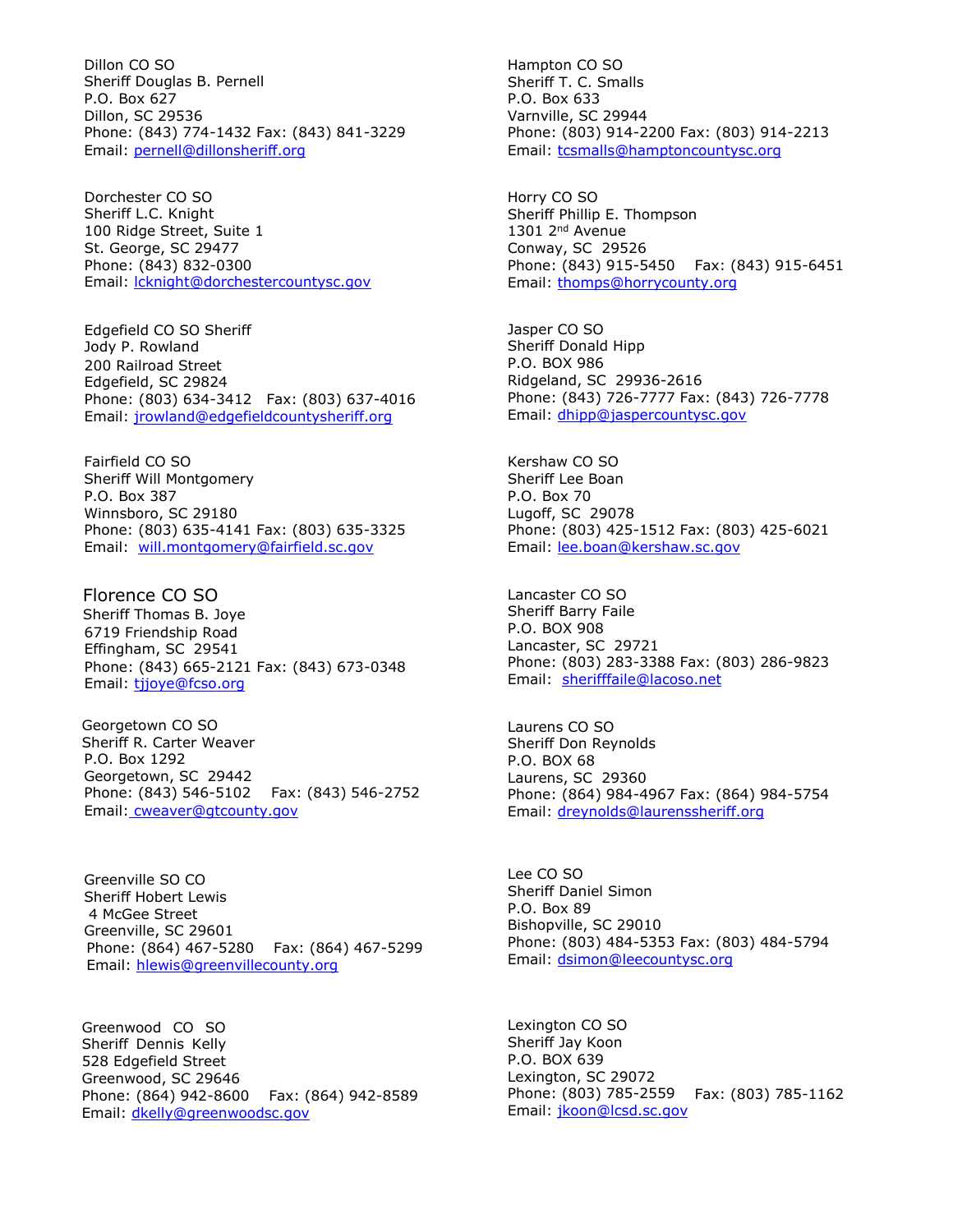Dillon CO SO
Sheriff Douglas B. Pernell
P.O. Box 627
Dillon, SC 29536
Phone: (843) 774-1432 Fax: (843) 841-3229
Email: pernell@dillonsheriff.org

Dorchester CO SO
Sheriff L.C. Knight
100 Ridge Street, Suite 1
St. George, SC 29477
Phone: (843) 832-0300
Email: lcknight@dorchestercountysc.gov

Edgefield CO SO Sheriff
Jody P. Rowland
200 Railroad Street
Edgefield, SC 29824
Phone: (803) 634-3412 Fax: (803) 637-4016
Email: jrowland@edgefieldcountysheriff.org

Fairfield CO SO
Sheriff Will Montgomery
P.O. Box 387
Winnsboro, SC 29180
Phone: (803) 635-4141 Fax: (803) 635-3325
Email: will.montgomery@fairfield.sc.gov

Florence CO SO
Sheriff Thomas B. Joye
6719 Friendship Road
Effingham, SC 29541
Phone: (843) 665-2121 Fax: (843) 673-0348
Email: tjjoye@fcso.org

Georgetown CO SO
Sheriff R. Carter Weaver
P.O. Box 1292
Georgetown, SC 29442
Phone: (843) 546-5102 Fax: (843) 546-2752
Email: cweaver@gtcounty.gov

Greenville SO CO
Sheriff Hobert Lewis
4 McGee Street
Greenville, SC 29601
Phone: (864) 467-5280 Fax: (864) 467-5299
Email: hlewis@greenvillecounty.org

Greenwood CO SO
Sheriff Dennis Kelly
528 Edgefield Street
Greenwood, SC 29646
Phone: (864) 942-8600 Fax: (864) 942-8589
Email: dkelly@greenwoodsc.gov

Hampton CO SO
Sheriff T. C. Smalls
P.O. Box 633
Varnville, SC 29944
Phone: (803) 914-2200 Fax: (803) 914-2213
Email: tcsmalls@hamptoncountysc.org

Horry CO SO
Sheriff Phillip E. Thompson
1301 2nd Avenue
Conway, SC 29526
Phone: (843) 915-5450 Fax: (843) 915-6451
Email: thomps@horrycounty.org

Jasper CO SO
Sheriff Donald Hipp
P.O. BOX 986
Ridgeland, SC 29936-2616
Phone: (843) 726-7777 Fax: (843) 726-7778
Email: dhipp@jaspercountysc.gov

Kershaw CO SO
Sheriff Lee Boan
P.O. Box 70
Lugoff, SC 29078
Phone: (803) 425-1512 Fax: (803) 425-6021
Email: lee.boan@kershaw.sc.gov

Lancaster CO SO
Sheriff Barry Faile
P.O. BOX 908
Lancaster, SC 29721
Phone: (803) 283-3388 Fax: (803) 286-9823
Email: sherifffaile@lacoso.net

Laurens CO SO
Sheriff Don Reynolds
P.O. BOX 68
Laurens, SC 29360
Phone: (864) 984-4967 Fax: (864) 984-5754
Email: dreynolds@laurenssheriff.org

Lee CO SO
Sheriff Daniel Simon
P.O. Box 89
Bishopville, SC 29010
Phone: (803) 484-5353 Fax: (803) 484-5794
Email: dsimon@leecountysc.org

Lexington CO SO
Sheriff Jay Koon
P.O. BOX 639
Lexington, SC 29072
Phone: (803) 785-2559 Fax: (803) 785-1162
Email: jkoon@lcsd.sc.gov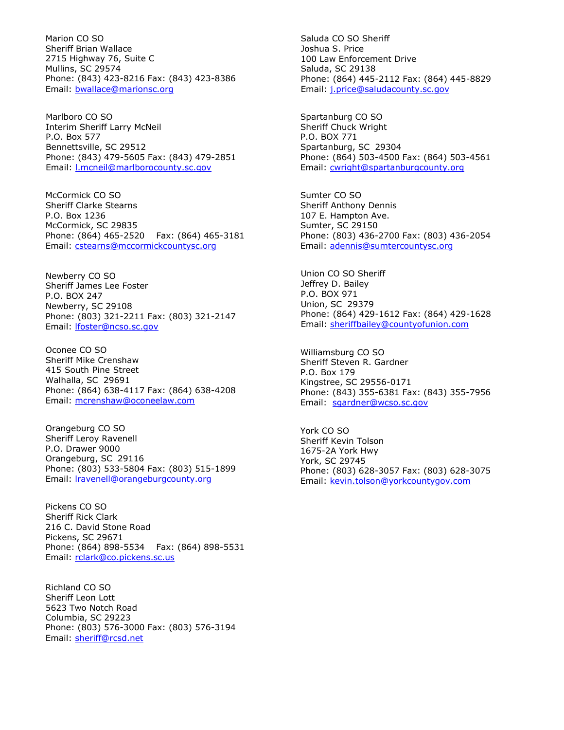Marion CO SO
Sheriff Brian Wallace
2715 Highway 76, Suite C
Mullins, SC 29574
Phone: (843) 423-8216 Fax: (843) 423-8386
Email: bwallace@marionsc.org

Marlboro CO SO
Interim Sheriff Larry McNeil
P.O. Box 577
Bennettsville, SC 29512
Phone: (843) 479-5605 Fax: (843) 479-2851
Email: l.mcneil@marlborocounty.sc.gov

McCormick CO SO
Sheriff Clarke Stearns
P.O. Box 1236
McCormick, SC 29835
Phone: (864) 465-2520 Fax: (864) 465-3181
Email: cstearns@mccormickcountysc.org

Newberry CO SO
Sheriff James Lee Foster
P.O. BOX 247
Newberry, SC 29108
Phone: (803) 321-2211 Fax: (803) 321-2147
Email: lfoster@ncso.sc.gov

Oconee CO SO
Sheriff Mike Crenshaw
415 South Pine Street
Walhalla, SC 29691
Phone: (864) 638-4117 Fax: (864) 638-4208
Email: mcrenshaw@oconeelaw.com

Orangeburg CO SO
Sheriff Leroy Ravenell
P.O. Drawer 9000
Orangeburg, SC 29116
Phone: (803) 533-5804 Fax: (803) 515-1899
Email: lravenell@orangeburgcounty.org

Pickens CO SO
Sheriff Rick Clark
216 C. David Stone Road
Pickens, SC 29671
Phone: (864) 898-5534 Fax: (864) 898-5531
Email: rclark@co.pickens.sc.us

Richland CO SO
Sheriff Leon Lott
5623 Two Notch Road
Columbia, SC 29223
Phone: (803) 576-3000 Fax: (803) 576-3194
Email: sheriff@rcsd.net

Saluda CO SO Sheriff
Joshua S. Price
100 Law Enforcement Drive
Saluda, SC 29138
Phone: (864) 445-2112 Fax: (864) 445-8829
Email: j.price@saludacounty.sc.gov

Spartanburg CO SO
Sheriff Chuck Wright
P.O. BOX 771
Spartanburg, SC 29304
Phone: (864) 503-4500 Fax: (864) 503-4561
Email: cwright@spartanburgcounty.org

Sumter CO SO
Sheriff Anthony Dennis
107 E. Hampton Ave.
Sumter, SC 29150
Phone: (803) 436-2700 Fax: (803) 436-2054
Email: adennis@sumtercountysc.org

Union CO SO Sheriff
Jeffrey D. Bailey
P.O. BOX 971
Union, SC 29379
Phone: (864) 429-1612 Fax: (864) 429-1628
Email: sheriffbailey@countyofunion.com

Williamsburg CO SO
Sheriff Steven R. Gardner
P.O. Box 179
Kingstree, SC 29556-0171
Phone: (843) 355-6381 Fax: (843) 355-7956
Email: sgardner@wcso.sc.gov

York CO SO
Sheriff Kevin Tolson
1675-2A York Hwy
York, SC 29745
Phone: (803) 628-3057 Fax: (803) 628-3075
Email: kevin.tolson@yorkcountygov.com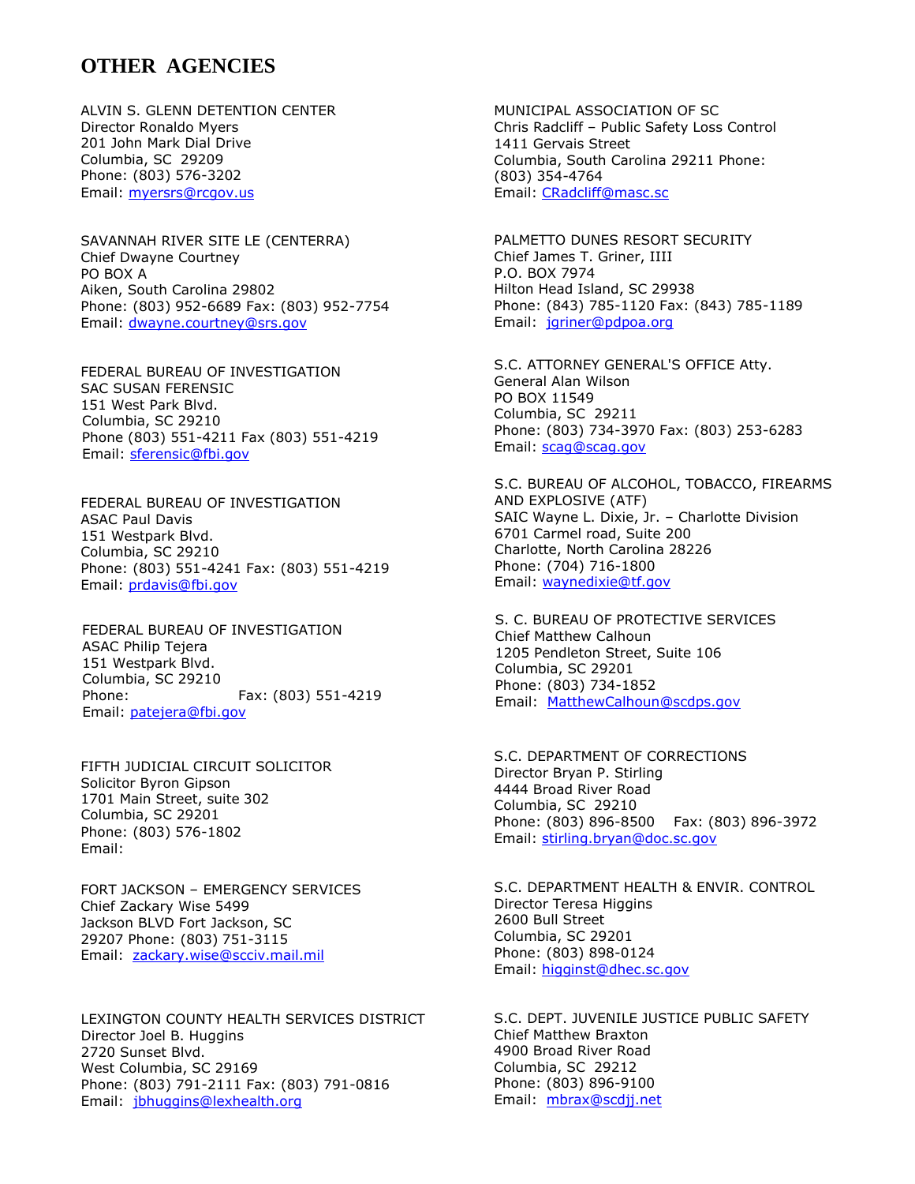# OTHER AGENCIES

ALVIN S. GLENN DETENTION CENTER
Director Ronaldo Myers
201 John Mark Dial Drive
Columbia, SC 29209
Phone: (803) 576-3202
Email: myersrs@rcgov.us

SAVANNAH RIVER SITE LE (CENTERRA)
Chief Dwayne Courtney
PO BOX A
Aiken, South Carolina 29802
Phone: (803) 952-6689 Fax: (803) 952-7754
Email: dwayne.courtney@srs.gov

FEDERAL BUREAU OF INVESTIGATION
SAC SUSAN FERENSIC
151 West Park Blvd.
Columbia, SC 29210
Phone (803) 551-4211 Fax (803) 551-4219
Email: sferensic@fbi.gov

FEDERAL BUREAU OF INVESTIGATION
ASAC Paul Davis
151 Westpark Blvd.
Columbia, SC 29210
Phone: (803) 551-4241 Fax: (803) 551-4219
Email: prdavis@fbi.gov

FEDERAL BUREAU OF INVESTIGATION
ASAC Philip Tejera
151 Westpark Blvd.
Columbia, SC 29210
Phone: Fax: (803) 551-4219
Email: patejera@fbi.gov

FIFTH JUDICIAL CIRCUIT SOLICITOR
Solicitor Byron Gipson
1701 Main Street, suite 302
Columbia, SC 29201
Phone: (803) 576-1802
Email:

FORT JACKSON – EMERGENCY SERVICES
Chief Zackary Wise 5499
Jackson BLVD Fort Jackson, SC
29207 Phone: (803) 751-3115
Email: zackary.wise@scciv.mail.mil

LEXINGTON COUNTY HEALTH SERVICES DISTRICT
Director Joel B. Huggins
2720 Sunset Blvd.
West Columbia, SC 29169
Phone: (803) 791-2111 Fax: (803) 791-0816
Email: jbhuggins@lexhealth.org

MUNICIPAL ASSOCIATION OF SC
Chris Radcliff – Public Safety Loss Control
1411 Gervais Street
Columbia, South Carolina 29211 Phone:
(803) 354-4764
Email: CRadcliff@masc.sc

PALMETTO DUNES RESORT SECURITY
Chief James T. Griner, IIII
P.O. BOX 7974
Hilton Head Island, SC 29938
Phone: (843) 785-1120 Fax: (843) 785-1189
Email: jgriner@pdpoa.org

S.C. ATTORNEY GENERAL'S OFFICE Atty.
General Alan Wilson
PO BOX 11549
Columbia, SC 29211
Phone: (803) 734-3970 Fax: (803) 253-6283
Email: scag@scag.gov

S.C. BUREAU OF ALCOHOL, TOBACCO, FIREARMS AND EXPLOSIVE (ATF)
SAIC Wayne L. Dixie, Jr. – Charlotte Division
6701 Carmel road, Suite 200
Charlotte, North Carolina 28226
Phone: (704) 716-1800
Email: waynedixie@tf.gov

S. C. BUREAU OF PROTECTIVE SERVICES
Chief Matthew Calhoun
1205 Pendleton Street, Suite 106
Columbia, SC 29201
Phone: (803) 734-1852
Email: MatthewCalhoun@scdps.gov

S.C. DEPARTMENT OF CORRECTIONS
Director Bryan P. Stirling
4444 Broad River Road
Columbia, SC 29210
Phone: (803) 896-8500 Fax: (803) 896-3972
Email: stirling.bryan@doc.sc.gov

S.C. DEPARTMENT HEALTH & ENVIR. CONTROL
Director Teresa Higgins
2600 Bull Street
Columbia, SC 29201
Phone: (803) 898-0124
Email: higginst@dhec.sc.gov

S.C. DEPT. JUVENILE JUSTICE PUBLIC SAFETY
Chief Matthew Braxton
4900 Broad River Road
Columbia, SC 29212
Phone: (803) 896-9100
Email: mbrax@scdjj.net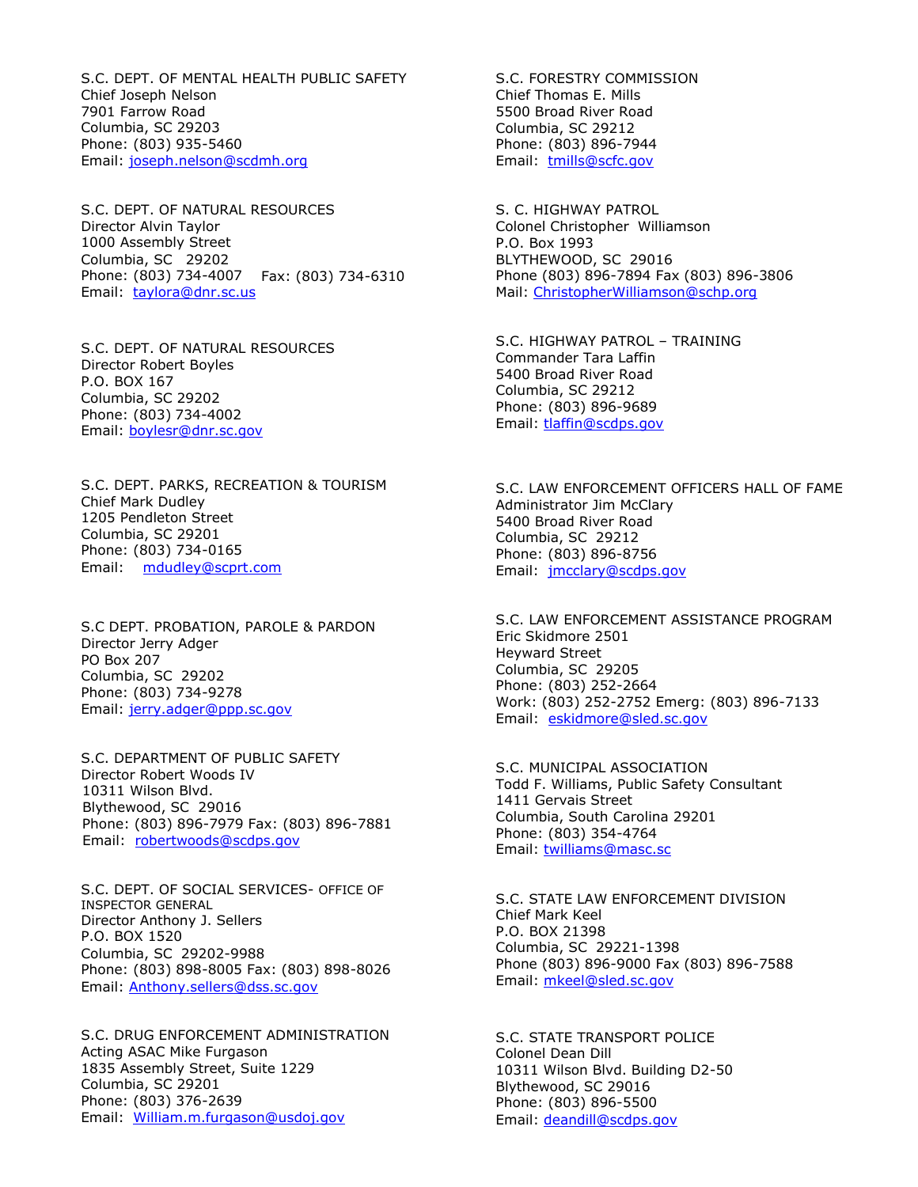S.C. DEPT. OF MENTAL HEALTH PUBLIC SAFETY
Chief Joseph Nelson
7901 Farrow Road
Columbia, SC 29203
Phone: (803) 935-5460
Email: joseph.nelson@scdmh.org

S.C. DEPT. OF NATURAL RESOURCES
Director Alvin Taylor
1000 Assembly Street
Columbia, SC 29202
Phone: (803) 734-4007 Fax: (803) 734-6310
Email: taylora@dnr.sc.us

S.C. DEPT. OF NATURAL RESOURCES
Director Robert Boyles
P.O. BOX 167
Columbia, SC 29202
Phone: (803) 734-4002
Email: boylesr@dnr.sc.gov

S.C. DEPT. PARKS, RECREATION & TOURISM
Chief Mark Dudley
1205 Pendleton Street
Columbia, SC 29201
Phone: (803) 734-0165
Email: mdudley@scprt.com

S.C DEPT. PROBATION, PAROLE & PARDON
Director Jerry Adger
PO Box 207
Columbia, SC 29202
Phone: (803) 734-9278
Email: jerry.adger@ppp.sc.gov

S.C. DEPARTMENT OF PUBLIC SAFETY
Director Robert Woods IV
10311 Wilson Blvd.
Blythewood, SC 29016
Phone: (803) 896-7979 Fax: (803) 896-7881
Email: robertwoods@scdps.gov

S.C. DEPT. OF SOCIAL SERVICES- OFFICE OF INSPECTOR GENERAL
Director Anthony J. Sellers
P.O. BOX 1520
Columbia, SC 29202-9988
Phone: (803) 898-8005 Fax: (803) 898-8026
Email: Anthony.sellers@dss.sc.gov

S.C. DRUG ENFORCEMENT ADMINISTRATION
Acting ASAC Mike Furgason
1835 Assembly Street, Suite 1229
Columbia, SC 29201
Phone: (803) 376-2639
Email: William.m.furgason@usdoj.gov

S.C. FORESTRY COMMISSION
Chief Thomas E. Mills
5500 Broad River Road
Columbia, SC 29212
Phone: (803) 896-7944
Email: tmills@scfc.gov

S. C. HIGHWAY PATROL
Colonel Christopher Williamson
P.O. Box 1993
BLYTHEWOOD, SC 29016
Phone (803) 896-7894 Fax (803) 896-3806
Mail: ChristopherWilliamson@schp.org

S.C. HIGHWAY PATROL – TRAINING
Commander Tara Laffin
5400 Broad River Road
Columbia, SC 29212
Phone: (803) 896-9689
Email: tlaffin@scdps.gov

S.C. LAW ENFORCEMENT OFFICERS HALL OF FAME
Administrator Jim McClary
5400 Broad River Road
Columbia, SC 29212
Phone: (803) 896-8756
Email: jmcclary@scdps.gov

S.C. LAW ENFORCEMENT ASSISTANCE PROGRAM
Eric Skidmore 2501
Heyward Street
Columbia, SC 29205
Phone: (803) 252-2664
Work: (803) 252-2752 Emerg: (803) 896-7133
Email: eskidmore@sled.sc.gov

S.C. MUNICIPAL ASSOCIATION
Todd F. Williams, Public Safety Consultant
1411 Gervais Street
Columbia, South Carolina 29201
Phone: (803) 354-4764
Email: twilliams@masc.sc

S.C. STATE LAW ENFORCEMENT DIVISION
Chief Mark Keel
P.O. BOX 21398
Columbia, SC 29221-1398
Phone (803) 896-9000 Fax (803) 896-7588
Email: mkeel@sled.sc.gov

S.C. STATE TRANSPORT POLICE
Colonel Dean Dill
10311 Wilson Blvd. Building D2-50
Blythewood, SC 29016
Phone: (803) 896-5500
Email: deandill@scdps.gov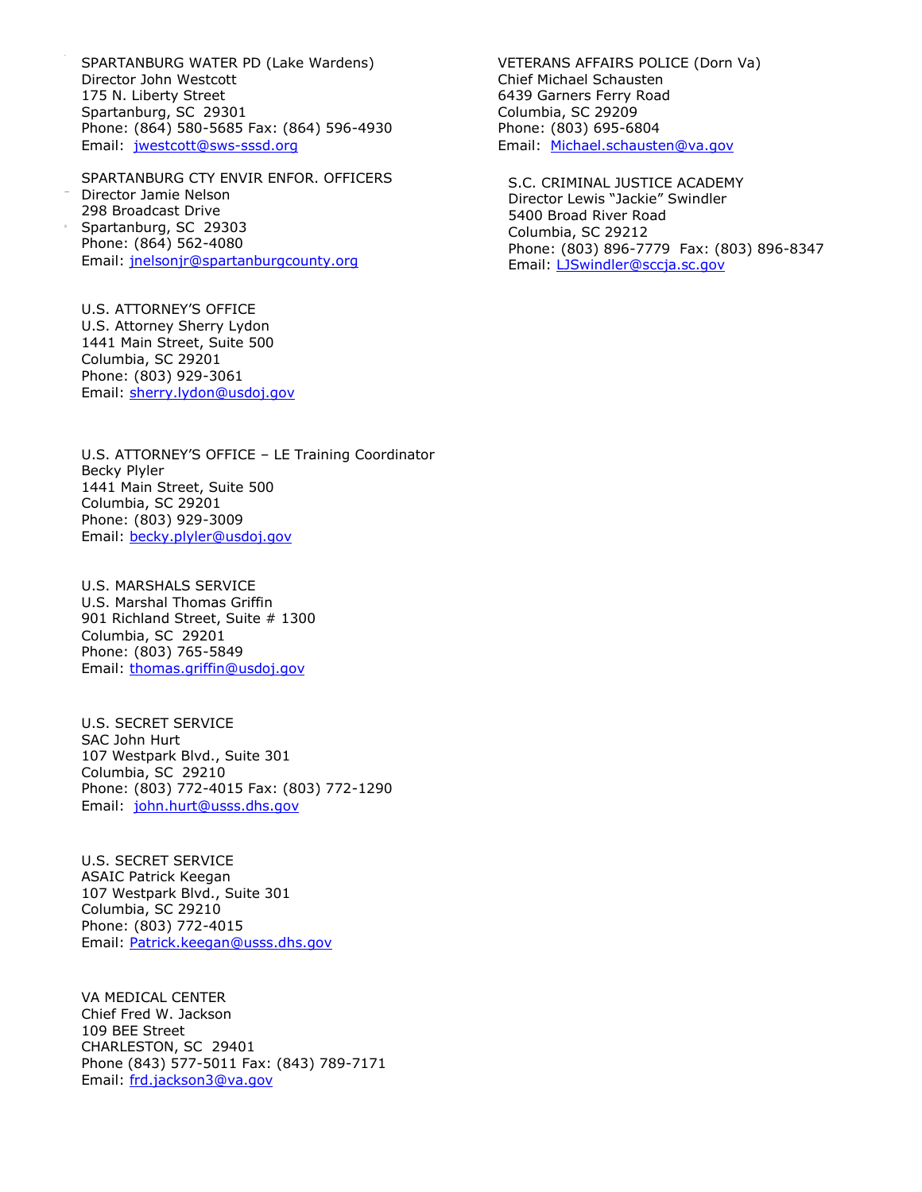SPARTANBURG WATER PD (Lake Wardens)
Director John Westcott
175 N. Liberty Street
Spartanburg, SC 29301
Phone: (864) 580-5685 Fax: (864) 596-4930
Email: jwestcott@sws-sssd.org

SPARTANBURG CTY ENVIR ENFOR. OFFICERS
Director Jamie Nelson
298 Broadcast Drive
Spartanburg, SC 29303
Phone: (864) 562-4080
Email: jnelsonjr@spartanburgcounty.org

U.S. ATTORNEY'S OFFICE
U.S. Attorney Sherry Lydon
1441 Main Street, Suite 500
Columbia, SC 29201
Phone: (803) 929-3061
Email: sherry.lydon@usdoj.gov

U.S. ATTORNEY'S OFFICE – LE Training Coordinator
Becky Plyler
1441 Main Street, Suite 500
Columbia, SC 29201
Phone: (803) 929-3009
Email: becky.plyler@usdoj.gov

U.S. MARSHALS SERVICE
U.S. Marshal Thomas Griffin
901 Richland Street, Suite # 1300
Columbia, SC 29201
Phone: (803) 765-5849
Email: thomas.griffin@usdoj.gov

U.S. SECRET SERVICE
SAC John Hurt
107 Westpark Blvd., Suite 301
Columbia, SC 29210
Phone: (803) 772-4015 Fax: (803) 772-1290
Email: john.hurt@usss.dhs.gov

U.S. SECRET SERVICE
ASAIC Patrick Keegan
107 Westpark Blvd., Suite 301
Columbia, SC 29210
Phone: (803) 772-4015
Email: Patrick.keegan@usss.dhs.gov

VA MEDICAL CENTER
Chief Fred W. Jackson
109 BEE Street
CHARLESTON, SC 29401
Phone (843) 577-5011 Fax: (843) 789-7171
Email: frd.jackson3@va.gov

VETERANS AFFAIRS POLICE (Dorn Va)
Chief Michael Schausten
6439 Garners Ferry Road
Columbia, SC 29209
Phone: (803) 695-6804
Email: Michael.schausten@va.gov

S.C. CRIMINAL JUSTICE ACADEMY
Director Lewis "Jackie" Swindler
5400 Broad River Road
Columbia, SC 29212
Phone: (803) 896-7779 Fax: (803) 896-8347
Email: LJSwindler@sccja.sc.gov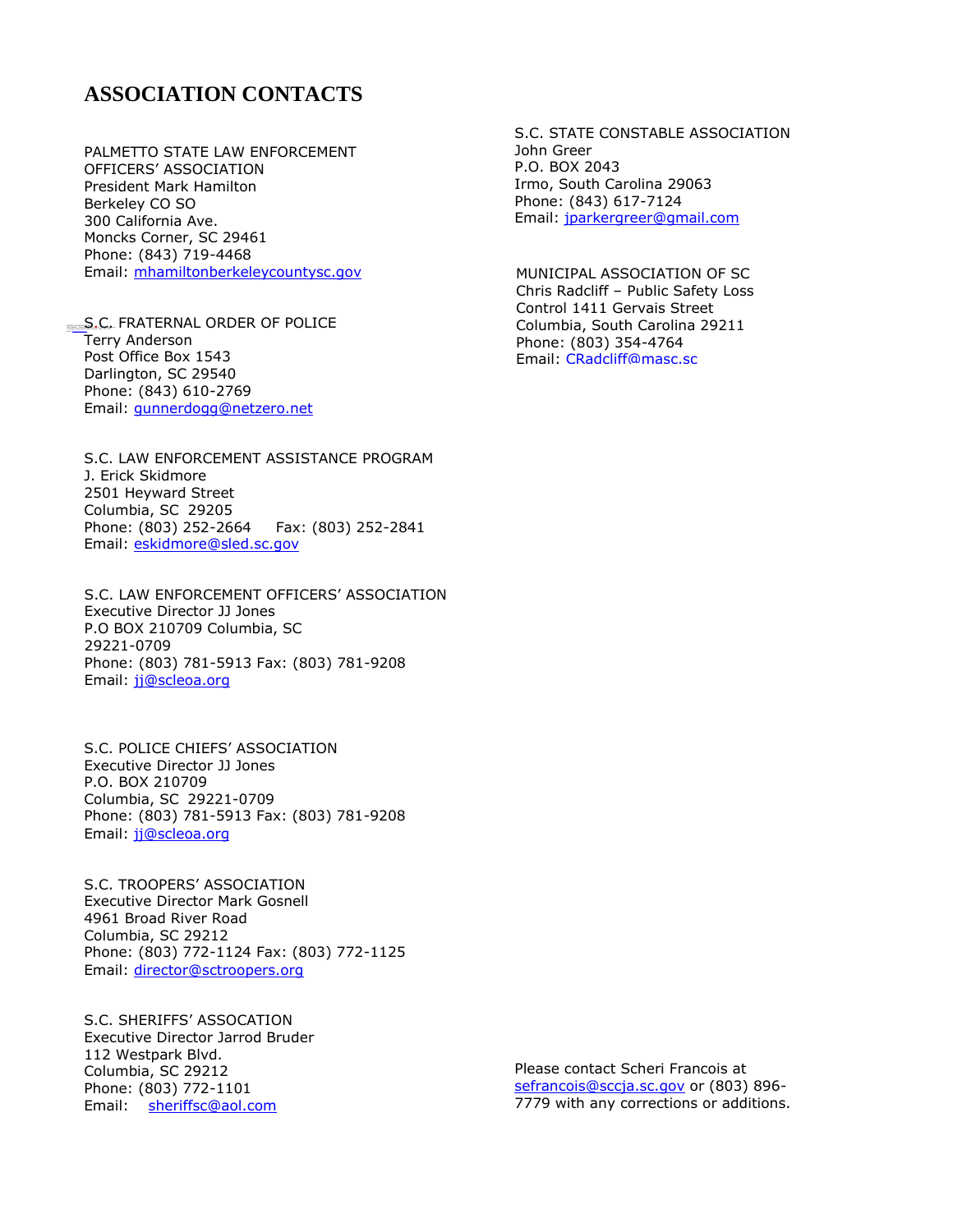## ASSOCIATION CONTACTS

PALMETTO STATE LAW ENFORCEMENT OFFICERS' ASSOCIATION
President Mark Hamilton
Berkeley CO SO
300 California Ave.
Moncks Corner, SC 29461
Phone: (843) 719-4468
Email: mhamiltonberkeleycountysc.gov

S.C. FRATERNAL ORDER OF POLICE
Terry Anderson
Post Office Box 1543
Darlington, SC 29540
Phone: (843) 610-2769
Email: gunnerdogg@netzero.net

S.C. LAW ENFORCEMENT ASSISTANCE PROGRAM
J. Erick Skidmore
2501 Heyward Street
Columbia, SC 29205
Phone: (803) 252-2664 Fax: (803) 252-2841
Email: eskidmore@sled.sc.gov

S.C. LAW ENFORCEMENT OFFICERS' ASSOCIATION
Executive Director JJ Jones
P.O BOX 210709 Columbia, SC
29221-0709
Phone: (803) 781-5913 Fax: (803) 781-9208
Email: jj@scleoa.org

S.C. POLICE CHIEFS' ASSOCIATION
Executive Director JJ Jones
P.O. BOX 210709
Columbia, SC 29221-0709
Phone: (803) 781-5913 Fax: (803) 781-9208
Email: jj@scleoa.org

S.C. TROOPERS' ASSOCIATION
Executive Director Mark Gosnell
4961 Broad River Road
Columbia, SC 29212
Phone: (803) 772-1124 Fax: (803) 772-1125
Email: director@sctroopers.org

S.C. SHERIFFS' ASSOCATION
Executive Director Jarrod Bruder
112 Westpark Blvd.
Columbia, SC 29212
Phone: (803) 772-1101
Email: sheriffsc@aol.com

S.C. STATE CONSTABLE ASSOCIATION
John Greer
P.O. BOX 2043
Irmo, South Carolina 29063
Phone: (843) 617-7124
Email: jparkergreer@gmail.com

MUNICIPAL ASSOCIATION OF SC
Chris Radcliff – Public Safety Loss Control 1411 Gervais Street
Columbia, South Carolina 29211
Phone: (803) 354-4764
Email: CRadcliff@masc.sc

Please contact Scheri Francois at sefrancois@sccja.sc.gov or (803) 896-7779 with any corrections or additions.